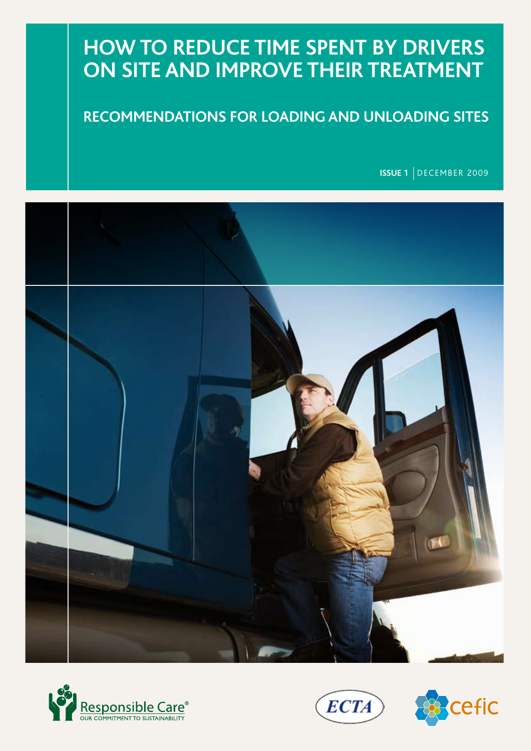# HOW TO REDUCE TIME SPENT BY DRIVERS ON SITE AND IMPROVE THEIR TREATMENT

## RECOMMENDATIONS FOR LOADING AND UNLOADING SITES

**ISSUE 1** | DECEMBER 2009

Responsible Care® OUR COMMITMENT TO SUSTAINABILITY

ECTA

cefic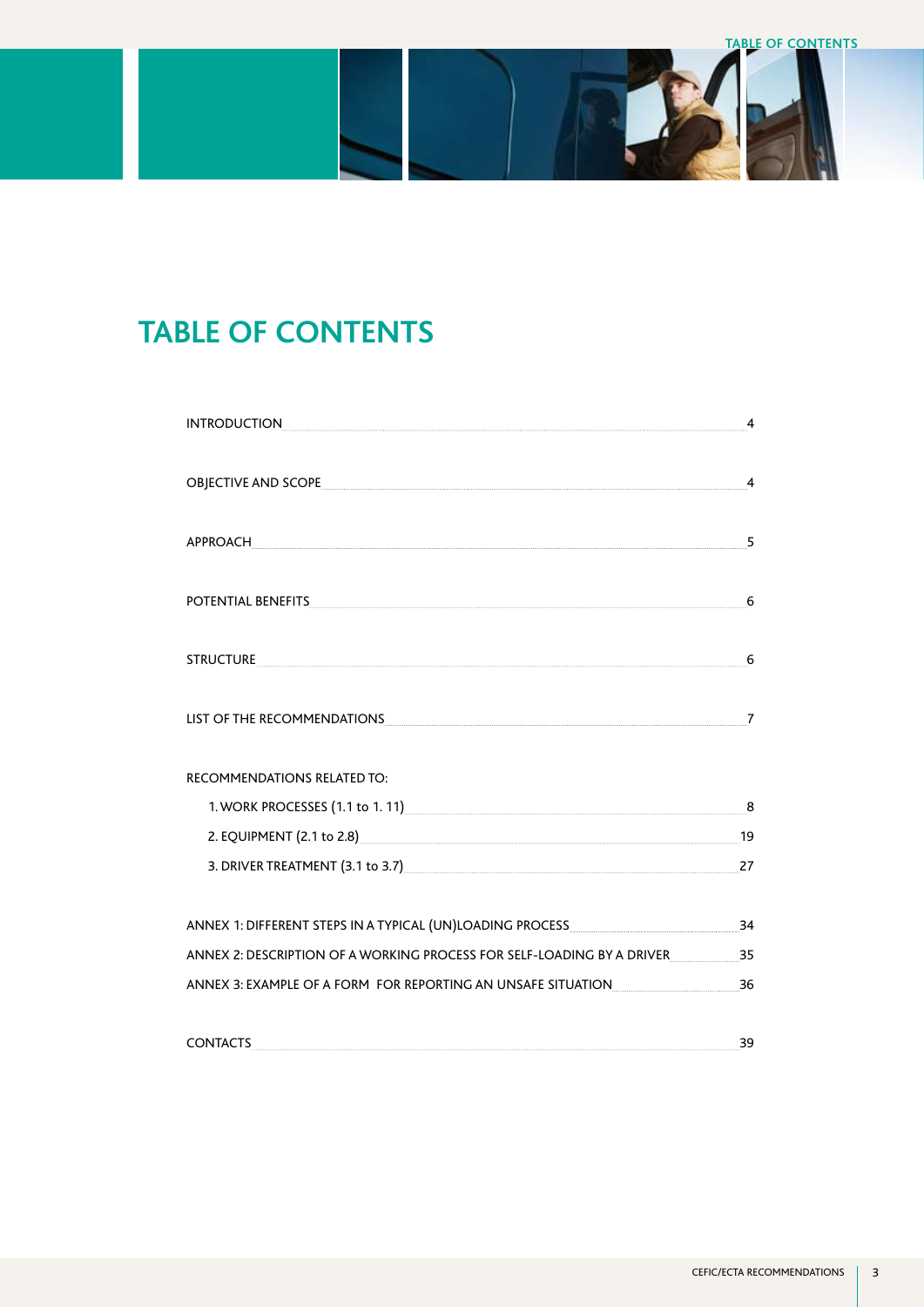# TABLE OF CONTENTS

| | |
|---|---|
| INTRODUCTION | 4 |
| OBJECTIVE AND SCOPE | 4 |
| APPROACH | 5 |
| POTENTIAL BENEFITS | 6 |
| STRUCTURE | 6 |
| LIST OF THE RECOMMENDATIONS | 7 |
| RECOMMENDATIONS RELATED TO: | |
| 1. WORK PROCESSES (1.1 to 1. 11) | 8 |
| 2. EQUIPMENT (2.1 to 2.8) | 19 |
| 3. DRIVER TREATMENT (3.1 to 3.7) | 27 |
| ANNEX 1: DIFFERENT STEPS IN A TYPICAL (UN)LOADING PROCESS | 34 |
| ANNEX 2: DESCRIPTION OF A WORKING PROCESS FOR SELF-LOADING BY A DRIVER | 35 |
| ANNEX 3: EXAMPLE OF A FORM FOR REPORTING AN UNSAFE SITUATION | 36 |
| CONTACTS | 39 |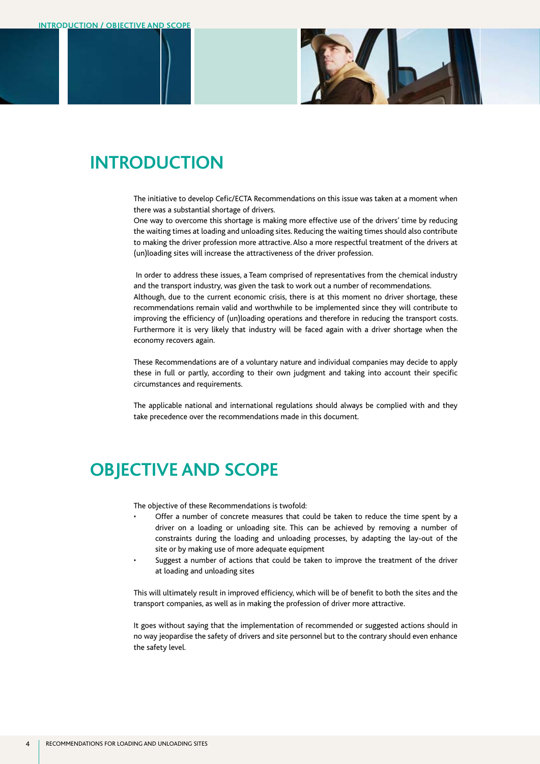# INTRODUCTION

The initiative to develop Cefic/ECTA Recommendations on this issue was taken at a moment when there was a substantial shortage of drivers.
One way to overcome this shortage is making more effective use of the drivers' time by reducing the waiting times at loading and unloading sites. Reducing the waiting times should also contribute to making the driver profession more attractive. Also a more respectful treatment of the drivers at (un)loading sites will increase the attractiveness of the driver profession.

In order to address these issues, a Team comprised of representatives from the chemical industry and the transport industry, was given the task to work out a number of recommendations.
Although, due to the current economic crisis, there is at this moment no driver shortage, these recommendations remain valid and worthwhile to be implemented since they will contribute to improving the efficiency of (un)loading operations and therefore in reducing the transport costs. Furthermore it is very likely that industry will be faced again with a driver shortage when the economy recovers again.

These Recommendations are of a voluntary nature and individual companies may decide to apply these in full or partly, according to their own judgment and taking into account their specific circumstances and requirements.

The applicable national and international regulations should always be complied with and they take precedence over the recommendations made in this document.

# OBJECTIVE AND SCOPE

The objective of these Recommendations is twofold:

- Offer a number of concrete measures that could be taken to reduce the time spent by a driver on a loading or unloading site. This can be achieved by removing a number of constraints during the loading and unloading processes, by adapting the lay-out of the site or by making use of more adequate equipment
- Suggest a number of actions that could be taken to improve the treatment of the driver at loading and unloading sites

This will ultimately result in improved efficiency, which will be of benefit to both the sites and the transport companies, as well as in making the profession of driver more attractive.

It goes without saying that the implementation of recommended or suggested actions should in no way jeopardise the safety of drivers and site personnel but to the contrary should even enhance the safety level.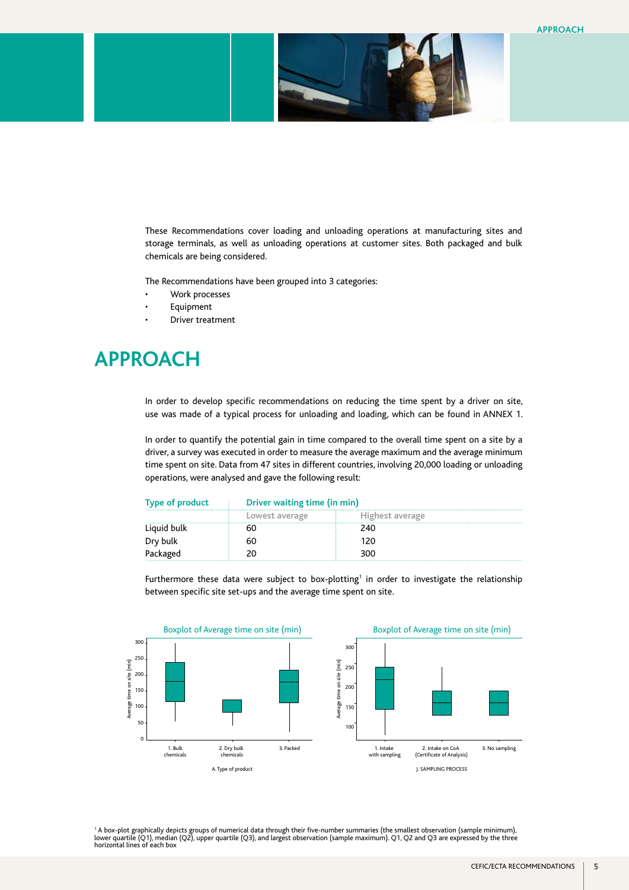These Recommendations cover loading and unloading operations at manufacturing sites and storage terminals, as well as unloading operations at customer sites. Both packaged and bulk chemicals are being considered.

The Recommendations have been grouped into 3 categories:

- Work processes
- Equipment
- Driver treatment

# APPROACH

In order to develop specific recommendations on reducing the time spent by a driver on site, use was made of a typical process for unloading and loading, which can be found in ANNEX 1.

In order to quantify the potential gain in time compared to the overall time spent on a site by a driver, a survey was executed in order to measure the average maximum and the average minimum time spent on site. Data from 47 sites in different countries, involving 20,000 loading or unloading operations, were analysed and gave the following result:

| Type of product | Driver waiting time (in min) | |
|---|---|---|
| | Lowest average | Highest average |
| Liquid bulk | 60 | 240 |
| Dry bulk | 60 | 120 |
| Packaged | 20 | 300 |

Furthermore these data were subject to box-plotting[1] in order to investigate the relationship between specific site set-ups and the average time spent on site.

Boxplot of Average time on site (min)

A. Type of product

Boxplot of Average time on site (min)

J. SAMPLING PROCESS

[1] A box-plot graphically depicts groups of numerical data through their five-number summaries (the smallest observation (sample minimum), lower quartile (Q1), median (Q2), upper quartile (Q3), and largest observation (sample maximum). Q1, Q2 and Q3 are expressed by the three horizontal lines of each box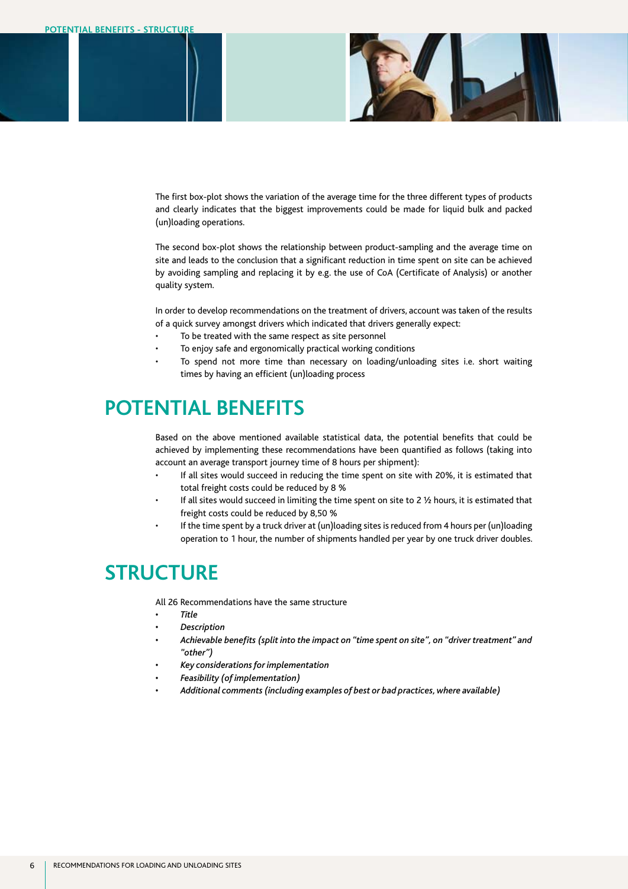The first box-plot shows the variation of the average time for the three different types of products and clearly indicates that the biggest improvements could be made for liquid bulk and packed (un)loading operations.

The second box-plot shows the relationship between product-sampling and the average time on site and leads to the conclusion that a significant reduction in time spent on site can be achieved by avoiding sampling and replacing it by e.g. the use of CoA (Certificate of Analysis) or another quality system.

In order to develop recommendations on the treatment of drivers, account was taken of the results of a quick survey amongst drivers which indicated that drivers generally expect:

- To be treated with the same respect as site personnel
- To enjoy safe and ergonomically practical working conditions
- To spend not more time than necessary on loading/unloading sites i.e. short waiting times by having an efficient (un)loading process

## POTENTIAL BENEFITS

Based on the above mentioned available statistical data, the potential benefits that could be achieved by implementing these recommendations have been quantified as follows (taking into account an average transport journey time of 8 hours per shipment):

- If all sites would succeed in reducing the time spent on site with 20%, it is estimated that total freight costs could be reduced by 8 %
- If all sites would succeed in limiting the time spent on site to 2 ½ hours, it is estimated that freight costs could be reduced by 8,50 %
- If the time spent by a truck driver at (un)loading sites is reduced from 4 hours per (un)loading operation to 1 hour, the number of shipments handled per year by one truck driver doubles.

## STRUCTURE

All 26 Recommendations have the same structure

- *Title*
- *Description*
- *Achievable benefits (split into the impact on "time spent on site", on "driver treatment" and "other")*
- *Key considerations for implementation*
- *Feasibility (of implementation)*
- *Additional comments (including examples of best or bad practices, where available)*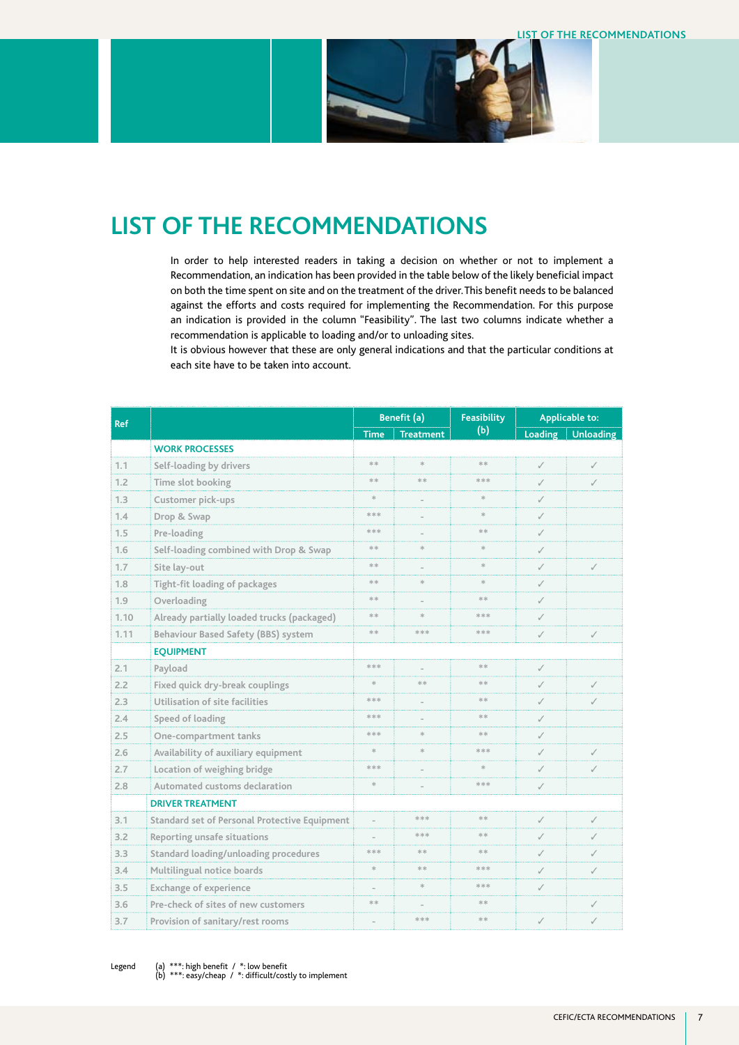# LIST OF THE RECOMMENDATIONS

In order to help interested readers in taking a decision on whether or not to implement a Recommendation, an indication has been provided in the table below of the likely beneficial impact on both the time spent on site and on the treatment of the driver. This benefit needs to be balanced against the efforts and costs required for implementing the Recommendation. For this purpose an indication is provided in the column "Feasibility". The last two columns indicate whether a recommendation is applicable to loading and/or to unloading sites.
It is obvious however that these are only general indications and that the particular conditions at each site have to be taken into account.

| Ref | | Benefit (a) | | Feasibility (b) | Applicable to: | |
|---|---|---|---|---|---|---|
| | | Time | Treatment | | Loading | Unloading |
| | **WORK PROCESSES** | | | | | |
| 1.1 | Self-loading by drivers | ** | * | ** | ✓ | ✓ |
| 1.2 | Time slot booking | ** | ** | *** | ✓ | ✓ |
| 1.3 | Customer pick-ups | * | - | * | ✓ | |
| 1.4 | Drop & Swap | *** | - | * | ✓ | |
| 1.5 | Pre-loading | *** | - | ** | ✓ | |
| 1.6 | Self-loading combined with Drop & Swap | ** | * | * | ✓ | |
| 1.7 | Site lay-out | ** | - | * | ✓ | ✓ |
| 1.8 | Tight-fit loading of packages | ** | * | * | ✓ | |
| 1.9 | Overloading | ** | - | ** | ✓ | |
| 1.10 | Already partially loaded trucks (packaged) | ** | * | *** | ✓ | |
| 1.11 | Behaviour Based Safety (BBS) system | ** | *** | *** | ✓ | ✓ |
| | **EQUIPMENT** | | | | | |
| 2.1 | Payload | *** | - | ** | ✓ | |
| 2.2 | Fixed quick dry-break couplings | * | ** | ** | ✓ | ✓ |
| 2.3 | Utilisation of site facilities | *** | - | ** | ✓ | ✓ |
| 2.4 | Speed of loading | *** | - | ** | ✓ | |
| 2.5 | One-compartment tanks | *** | * | ** | ✓ | |
| 2.6 | Availability of auxiliary equipment | * | * | *** | ✓ | ✓ |
| 2.7 | Location of weighing bridge | *** | - | * | ✓ | ✓ |
| 2.8 | Automated customs declaration | * | - | *** | ✓ | |
| | **DRIVER TREATMENT** | | | | | |
| 3.1 | Standard set of Personal Protective Equipment | - | *** | ** | ✓ | ✓ |
| 3.2 | Reporting unsafe situations | - | *** | ** | ✓ | ✓ |
| 3.3 | Standard loading/unloading procedures | *** | ** | ** | ✓ | ✓ |
| 3.4 | Multilingual notice boards | * | ** | *** | ✓ | ✓ |
| 3.5 | Exchange of experience | - | * | *** | ✓ | |
| 3.6 | Pre-check of sites of new customers | ** | - | ** | | ✓ |
| 3.7 | Provision of sanitary/rest rooms | - | *** | ** | ✓ | ✓ |

Legend
(a) ***: high benefit / *: low benefit
(b) ***: easy/cheap / *: difficult/costly to implement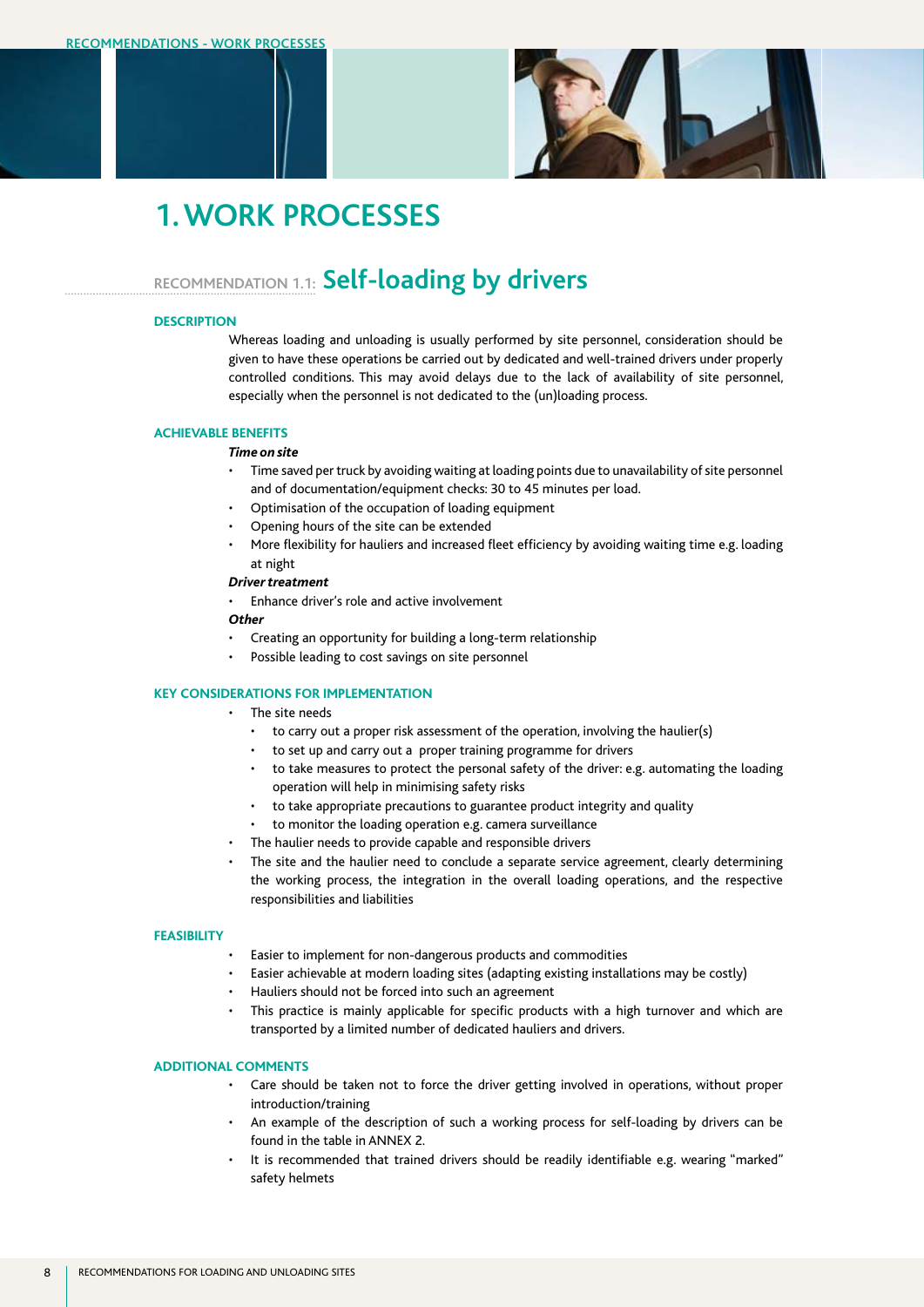# 1. WORK PROCESSES

## RECOMMENDATION 1.1: Self-loading by drivers

### DESCRIPTION

Whereas loading and unloading is usually performed by site personnel, consideration should be given to have these operations be carried out by dedicated and well-trained drivers under properly controlled conditions. This may avoid delays due to the lack of availability of site personnel, especially when the personnel is not dedicated to the (un)loading process.

### ACHIEVABLE BENEFITS

***Time on site***

- Time saved per truck by avoiding waiting at loading points due to unavailability of site personnel and of documentation/equipment checks: 30 to 45 minutes per load.
- Optimisation of the occupation of loading equipment
- Opening hours of the site can be extended
- More flexibility for hauliers and increased fleet efficiency by avoiding waiting time e.g. loading at night

***Driver treatment***

- Enhance driver's role and active involvement

***Other***

- Creating an opportunity for building a long-term relationship
- Possible leading to cost savings on site personnel

### KEY CONSIDERATIONS FOR IMPLEMENTATION

- The site needs
  - to carry out a proper risk assessment of the operation, involving the haulier(s)
  - to set up and carry out a proper training programme for drivers
  - to take measures to protect the personal safety of the driver: e.g. automating the loading operation will help in minimising safety risks
  - to take appropriate precautions to guarantee product integrity and quality
  - to monitor the loading operation e.g. camera surveillance
- The haulier needs to provide capable and responsible drivers
- The site and the haulier need to conclude a separate service agreement, clearly determining the working process, the integration in the overall loading operations, and the respective responsibilities and liabilities

### FEASIBILITY

- Easier to implement for non-dangerous products and commodities
- Easier achievable at modern loading sites (adapting existing installations may be costly)
- Hauliers should not be forced into such an agreement
- This practice is mainly applicable for specific products with a high turnover and which are transported by a limited number of dedicated hauliers and drivers.

### ADDITIONAL COMMENTS

- Care should be taken not to force the driver getting involved in operations, without proper introduction/training
- An example of the description of such a working process for self-loading by drivers can be found in the table in ANNEX 2.
- It is recommended that trained drivers should be readily identifiable e.g. wearing "marked" safety helmets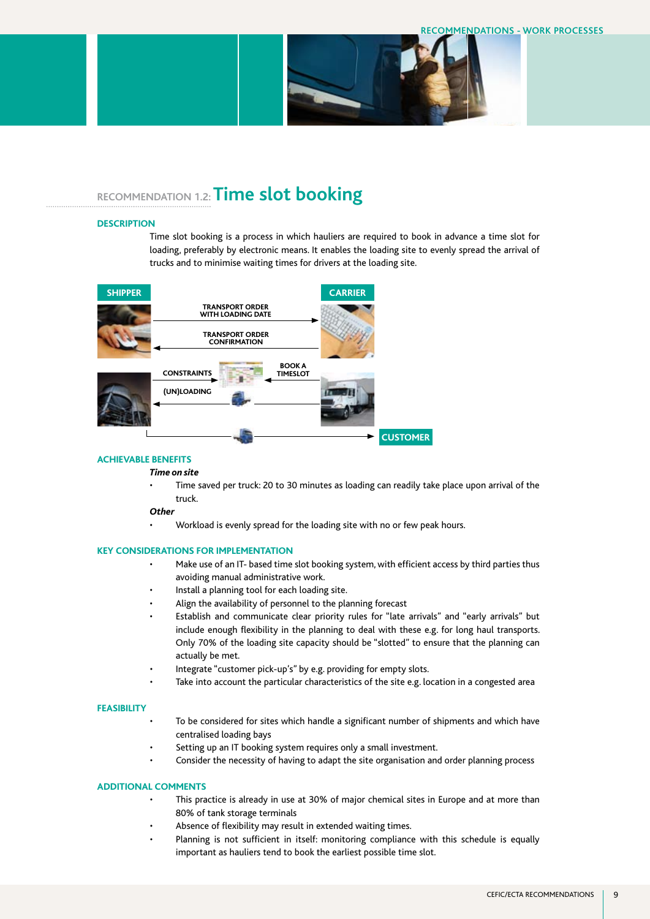## RECOMMENDATION 1.2: Time slot booking

### DESCRIPTION

Time slot booking is a process in which hauliers are required to book in advance a time slot for loading, preferably by electronic means. It enables the loading site to evenly spread the arrival of trucks and to minimise waiting times for drivers at the loading site.

SHIPPER — TRANSPORT ORDER WITH LOADING DATE → CARRIER

CARRIER — TRANSPORT ORDER CONFIRMATION → SHIPPER

CONSTRAINTS — BOOK A TIMESLOT — (UN)LOADING — CUSTOMER

### ACHIEVABLE BENEFITS

***Time on site***

- Time saved per truck: 20 to 30 minutes as loading can readily take place upon arrival of the truck.

***Other***

- Workload is evenly spread for the loading site with no or few peak hours.

### KEY CONSIDERATIONS FOR IMPLEMENTATION

- Make use of an IT- based time slot booking system, with efficient access by third parties thus avoiding manual administrative work.
- Install a planning tool for each loading site.
- Align the availability of personnel to the planning forecast
- Establish and communicate clear priority rules for "late arrivals" and "early arrivals" but include enough flexibility in the planning to deal with these e.g. for long haul transports. Only 70% of the loading site capacity should be "slotted" to ensure that the planning can actually be met.
- Integrate "customer pick-up's" by e.g. providing for empty slots.
- Take into account the particular characteristics of the site e.g. location in a congested area

### FEASIBILITY

- To be considered for sites which handle a significant number of shipments and which have centralised loading bays
- Setting up an IT booking system requires only a small investment.
- Consider the necessity of having to adapt the site organisation and order planning process

### ADDITIONAL COMMENTS

- This practice is already in use at 30% of major chemical sites in Europe and at more than 80% of tank storage terminals
- Absence of flexibility may result in extended waiting times.
- Planning is not sufficient in itself: monitoring compliance with this schedule is equally important as hauliers tend to book the earliest possible time slot.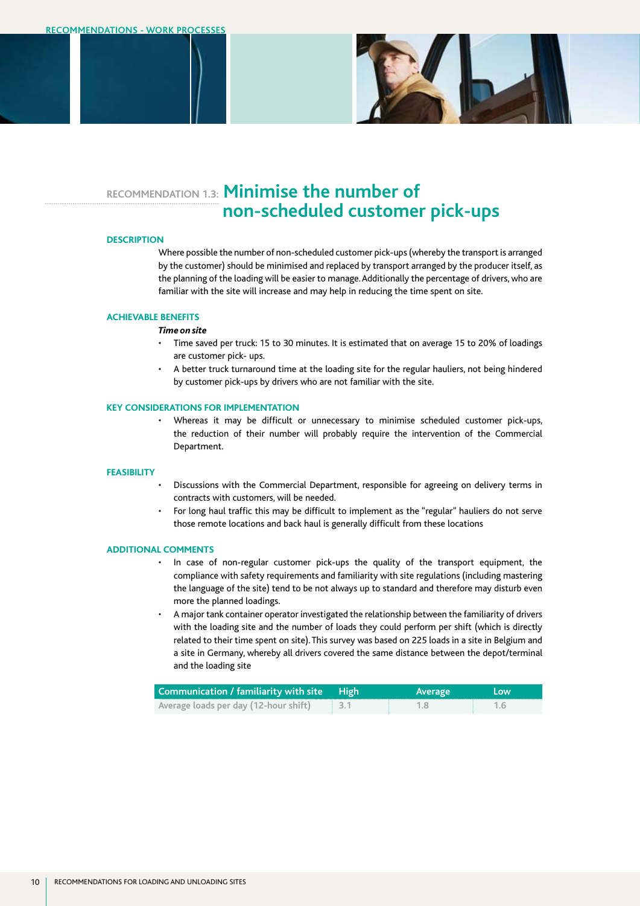## RECOMMENDATION 1.3: Minimise the number of non-scheduled customer pick-ups

### DESCRIPTION

Where possible the number of non-scheduled customer pick-ups (whereby the transport is arranged by the customer) should be minimised and replaced by transport arranged by the producer itself, as the planning of the loading will be easier to manage. Additionally the percentage of drivers, who are familiar with the site will increase and may help in reducing the time spent on site.

### ACHIEVABLE BENEFITS

***Time on site***

- Time saved per truck: 15 to 30 minutes. It is estimated that on average 15 to 20% of loadings are customer pick- ups.
- A better truck turnaround time at the loading site for the regular hauliers, not being hindered by customer pick-ups by drivers who are not familiar with the site.

### KEY CONSIDERATIONS FOR IMPLEMENTATION

- Whereas it may be difficult or unnecessary to minimise scheduled customer pick-ups, the reduction of their number will probably require the intervention of the Commercial Department.

### FEASIBILITY

- Discussions with the Commercial Department, responsible for agreeing on delivery terms in contracts with customers, will be needed.
- For long haul traffic this may be difficult to implement as the "regular" hauliers do not serve those remote locations and back haul is generally difficult from these locations

### ADDITIONAL COMMENTS

- In case of non-regular customer pick-ups the quality of the transport equipment, the compliance with safety requirements and familiarity with site regulations (including mastering the language of the site) tend to be not always up to standard and therefore may disturb even more the planned loadings.
- A major tank container operator investigated the relationship between the familiarity of drivers with the loading site and the number of loads they could perform per shift (which is directly related to their time spent on site). This survey was based on 225 loads in a site in Belgium and a site in Germany, whereby all drivers covered the same distance between the depot/terminal and the loading site

| Communication / familiarity with site | High | Average | Low |
|---|---|---|---|
| Average loads per day (12-hour shift) | 3.1 | 1.8 | 1.6 |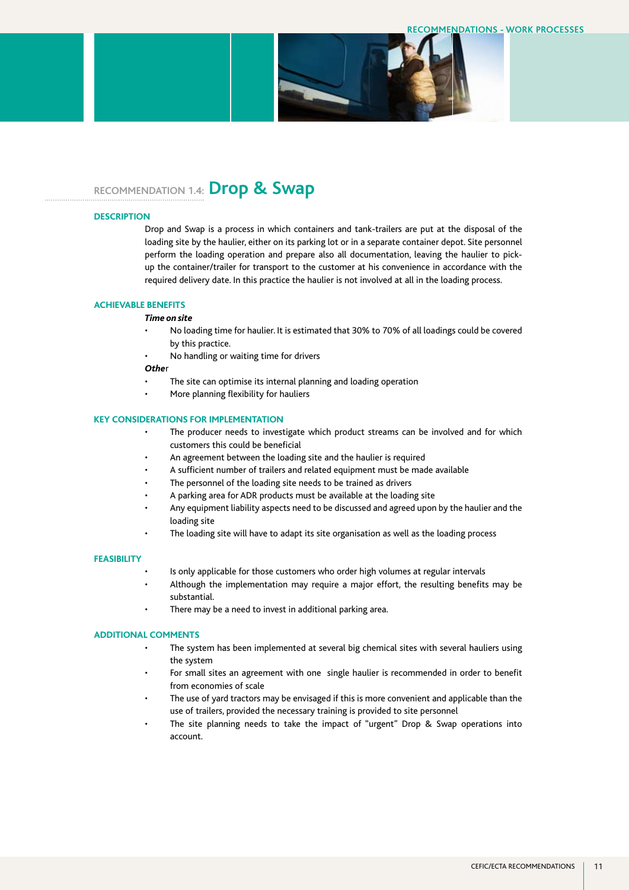## RECOMMENDATION 1.4: Drop & Swap

### DESCRIPTION

Drop and Swap is a process in which containers and tank-trailers are put at the disposal of the loading site by the haulier, either on its parking lot or in a separate container depot. Site personnel perform the loading operation and prepare also all documentation, leaving the haulier to pick-up the container/trailer for transport to the customer at his convenience in accordance with the required delivery date. In this practice the haulier is not involved at all in the loading process.

### ACHIEVABLE BENEFITS

***Time on site***

- No loading time for haulier. It is estimated that 30% to 70% of all loadings could be covered by this practice.
- No handling or waiting time for drivers

***Other***

- The site can optimise its internal planning and loading operation
- More planning flexibility for hauliers

### KEY CONSIDERATIONS FOR IMPLEMENTATION

- The producer needs to investigate which product streams can be involved and for which customers this could be beneficial
- An agreement between the loading site and the haulier is required
- A sufficient number of trailers and related equipment must be made available
- The personnel of the loading site needs to be trained as drivers
- A parking area for ADR products must be available at the loading site
- Any equipment liability aspects need to be discussed and agreed upon by the haulier and the loading site
- The loading site will have to adapt its site organisation as well as the loading process

### FEASIBILITY

- Is only applicable for those customers who order high volumes at regular intervals
- Although the implementation may require a major effort, the resulting benefits may be substantial.
- There may be a need to invest in additional parking area.

### ADDITIONAL COMMENTS

- The system has been implemented at several big chemical sites with several hauliers using the system
- For small sites an agreement with one single haulier is recommended in order to benefit from economies of scale
- The use of yard tractors may be envisaged if this is more convenient and applicable than the use of trailers, provided the necessary training is provided to site personnel
- The site planning needs to take the impact of “urgent” Drop & Swap operations into account.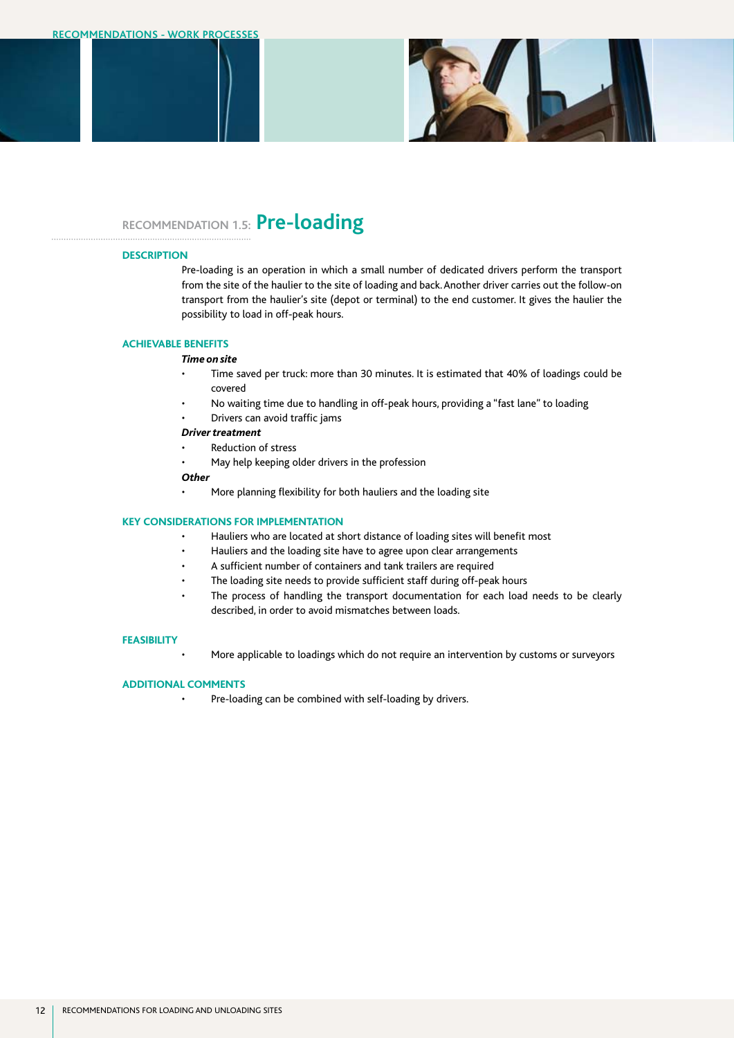## RECOMMENDATION 1.5: Pre-loading

### DESCRIPTION

Pre-loading is an operation in which a small number of dedicated drivers perform the transport from the site of the haulier to the site of loading and back. Another driver carries out the follow-on transport from the haulier's site (depot or terminal) to the end customer. It gives the haulier the possibility to load in off-peak hours.

### ACHIEVABLE BENEFITS

***Time on site***

- Time saved per truck: more than 30 minutes. It is estimated that 40% of loadings could be covered
- No waiting time due to handling in off-peak hours, providing a "fast lane" to loading
- Drivers can avoid traffic jams

***Driver treatment***

- Reduction of stress
- May help keeping older drivers in the profession

***Other***

- More planning flexibility for both hauliers and the loading site

### KEY CONSIDERATIONS FOR IMPLEMENTATION

- Hauliers who are located at short distance of loading sites will benefit most
- Hauliers and the loading site have to agree upon clear arrangements
- A sufficient number of containers and tank trailers are required
- The loading site needs to provide sufficient staff during off-peak hours
- The process of handling the transport documentation for each load needs to be clearly described, in order to avoid mismatches between loads.

### FEASIBILITY

- More applicable to loadings which do not require an intervention by customs or surveyors

### ADDITIONAL COMMENTS

- Pre-loading can be combined with self-loading by drivers.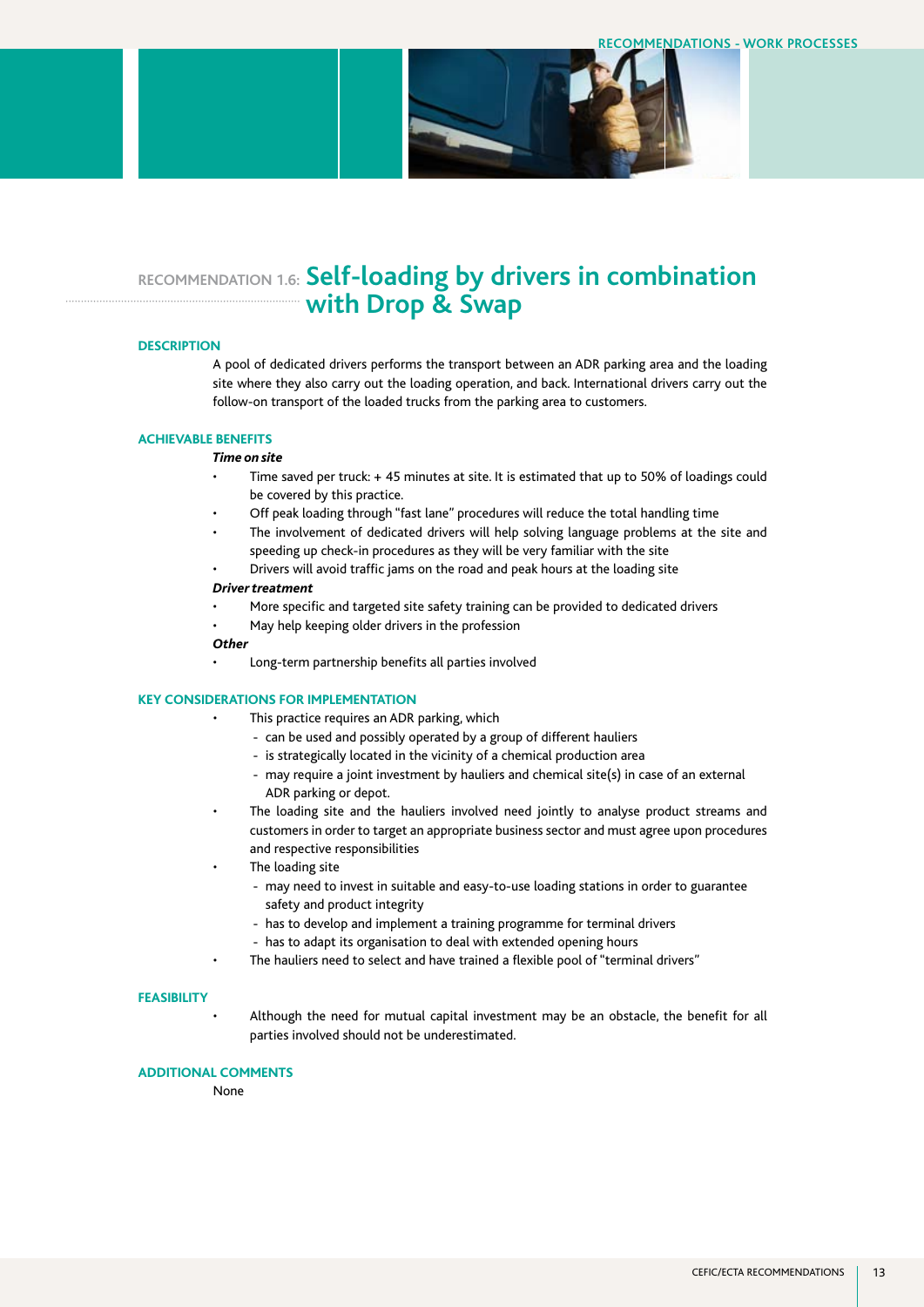## RECOMMENDATION 1.6: Self-loading by drivers in combination with Drop & Swap

### DESCRIPTION

A pool of dedicated drivers performs the transport between an ADR parking area and the loading site where they also carry out the loading operation, and back. International drivers carry out the follow-on transport of the loaded trucks from the parking area to customers.

### ACHIEVABLE BENEFITS

***Time on site***

- Time saved per truck: + 45 minutes at site. It is estimated that up to 50% of loadings could be covered by this practice.
- Off peak loading through "fast lane" procedures will reduce the total handling time
- The involvement of dedicated drivers will help solving language problems at the site and speeding up check-in procedures as they will be very familiar with the site
- Drivers will avoid traffic jams on the road and peak hours at the loading site

***Driver treatment***

- More specific and targeted site safety training can be provided to dedicated drivers
- May help keeping older drivers in the profession

***Other***

- Long-term partnership benefits all parties involved

### KEY CONSIDERATIONS FOR IMPLEMENTATION

- This practice requires an ADR parking, which
  - can be used and possibly operated by a group of different hauliers
  - is strategically located in the vicinity of a chemical production area
  - may require a joint investment by hauliers and chemical site(s) in case of an external ADR parking or depot.
- The loading site and the hauliers involved need jointly to analyse product streams and customers in order to target an appropriate business sector and must agree upon procedures and respective responsibilities
- The loading site
  - may need to invest in suitable and easy-to-use loading stations in order to guarantee safety and product integrity
  - has to develop and implement a training programme for terminal drivers
  - has to adapt its organisation to deal with extended opening hours
- The hauliers need to select and have trained a flexible pool of "terminal drivers"

### FEASIBILITY

- Although the need for mutual capital investment may be an obstacle, the benefit for all parties involved should not be underestimated.

### ADDITIONAL COMMENTS

None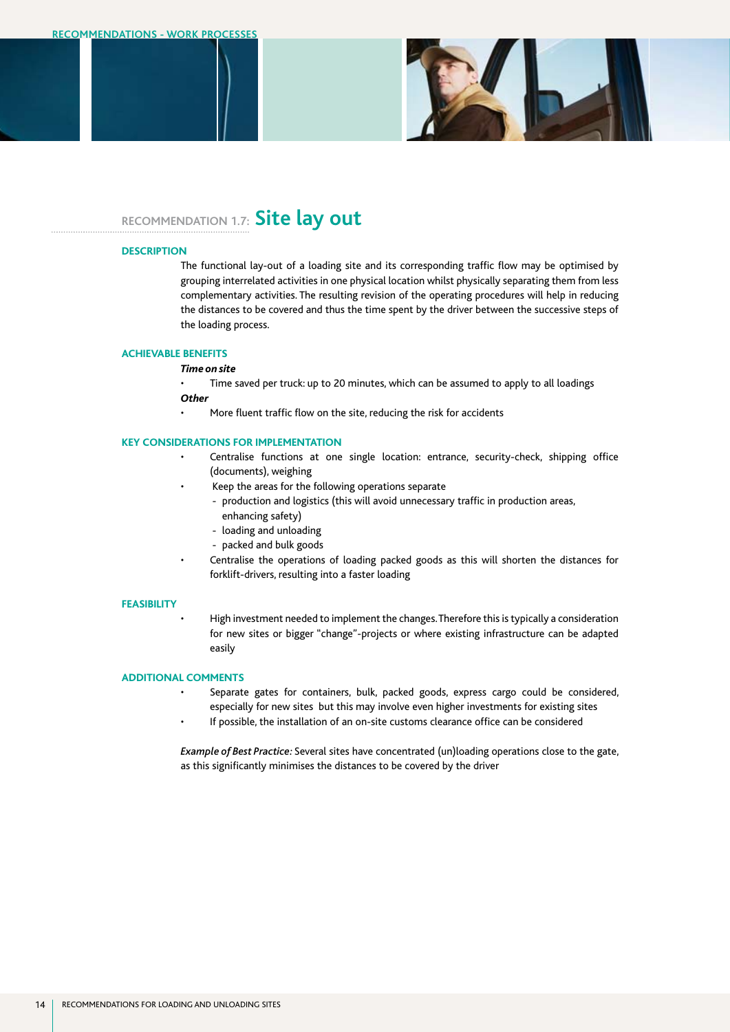## RECOMMENDATION 1.7: Site lay out

### DESCRIPTION

The functional lay-out of a loading site and its corresponding traffic flow may be optimised by grouping interrelated activities in one physical location whilst physically separating them from less complementary activities. The resulting revision of the operating procedures will help in reducing the distances to be covered and thus the time spent by the driver between the successive steps of the loading process.

### ACHIEVABLE BENEFITS

***Time on site***

- Time saved per truck: up to 20 minutes, which can be assumed to apply to all loadings

***Other***

- More fluent traffic flow on the site, reducing the risk for accidents

### KEY CONSIDERATIONS FOR IMPLEMENTATION

- Centralise functions at one single location: entrance, security-check, shipping office (documents), weighing
- Keep the areas for the following operations separate
  - production and logistics (this will avoid unnecessary traffic in production areas, enhancing safety)
  - loading and unloading
  - packed and bulk goods
- Centralise the operations of loading packed goods as this will shorten the distances for forklift-drivers, resulting into a faster loading

### FEASIBILITY

- High investment needed to implement the changes. Therefore this is typically a consideration for new sites or bigger "change"-projects or where existing infrastructure can be adapted easily

### ADDITIONAL COMMENTS

- Separate gates for containers, bulk, packed goods, express cargo could be considered, especially for new sites but this may involve even higher investments for existing sites
- If possible, the installation of an on-site customs clearance office can be considered

*Example of Best Practice:* Several sites have concentrated (un)loading operations close to the gate, as this significantly minimises the distances to be covered by the driver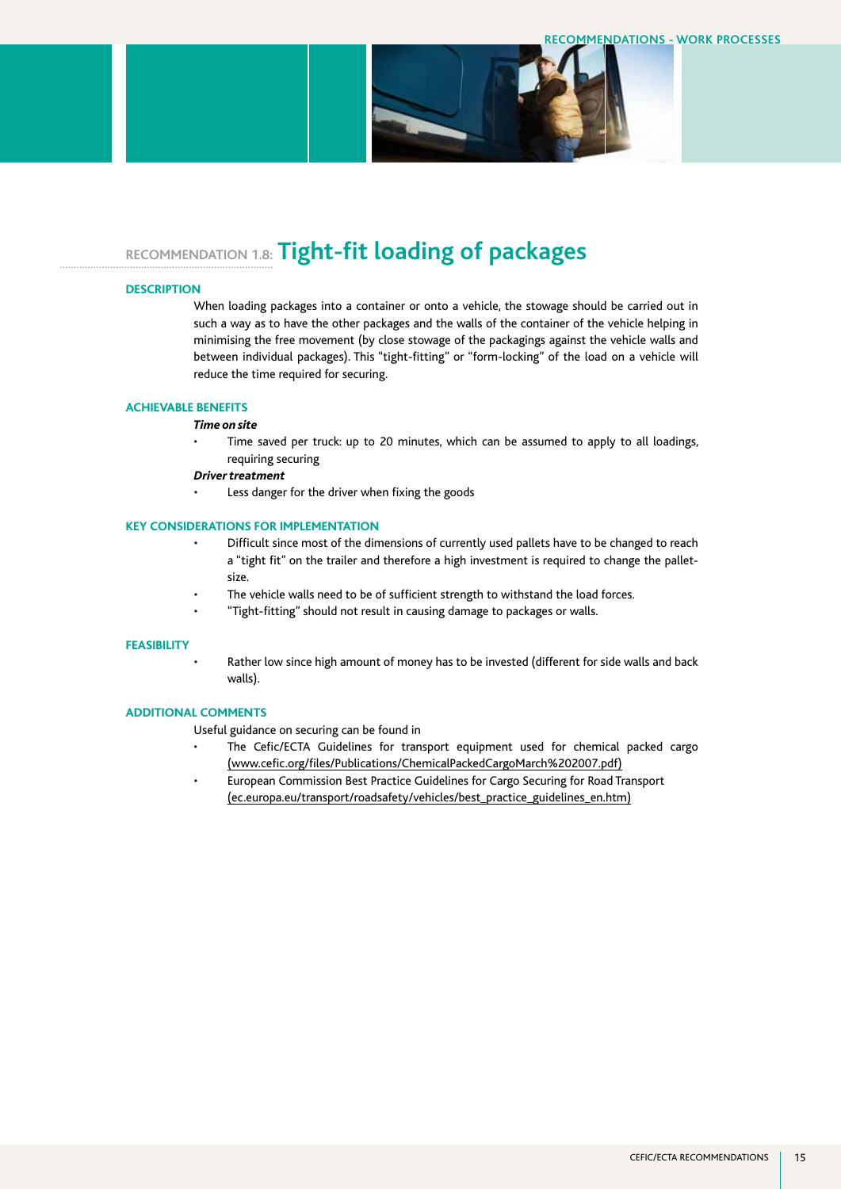## RECOMMENDATION 1.8: Tight-fit loading of packages

### DESCRIPTION

When loading packages into a container or onto a vehicle, the stowage should be carried out in such a way as to have the other packages and the walls of the container of the vehicle helping in minimising the free movement (by close stowage of the packagings against the vehicle walls and between individual packages). This "tight-fitting" or "form-locking" of the load on a vehicle will reduce the time required for securing.

### ACHIEVABLE BENEFITS

***Time on site***

- Time saved per truck: up to 20 minutes, which can be assumed to apply to all loadings, requiring securing

***Driver treatment***

- Less danger for the driver when fixing the goods

### KEY CONSIDERATIONS FOR IMPLEMENTATION

- Difficult since most of the dimensions of currently used pallets have to be changed to reach a "tight fit" on the trailer and therefore a high investment is required to change the pallet-size.
- The vehicle walls need to be of sufficient strength to withstand the load forces.
- "Tight-fitting" should not result in causing damage to packages or walls.

### FEASIBILITY

- Rather low since high amount of money has to be invested (different for side walls and back walls).

### ADDITIONAL COMMENTS

Useful guidance on securing can be found in

- The Cefic/ECTA Guidelines for transport equipment used for chemical packed cargo (www.cefic.org/files/Publications/ChemicalPackedCargoMarch%202007.pdf)
- European Commission Best Practice Guidelines for Cargo Securing for Road Transport (ec.europa.eu/transport/roadsafety/vehicles/best_practice_guidelines_en.htm)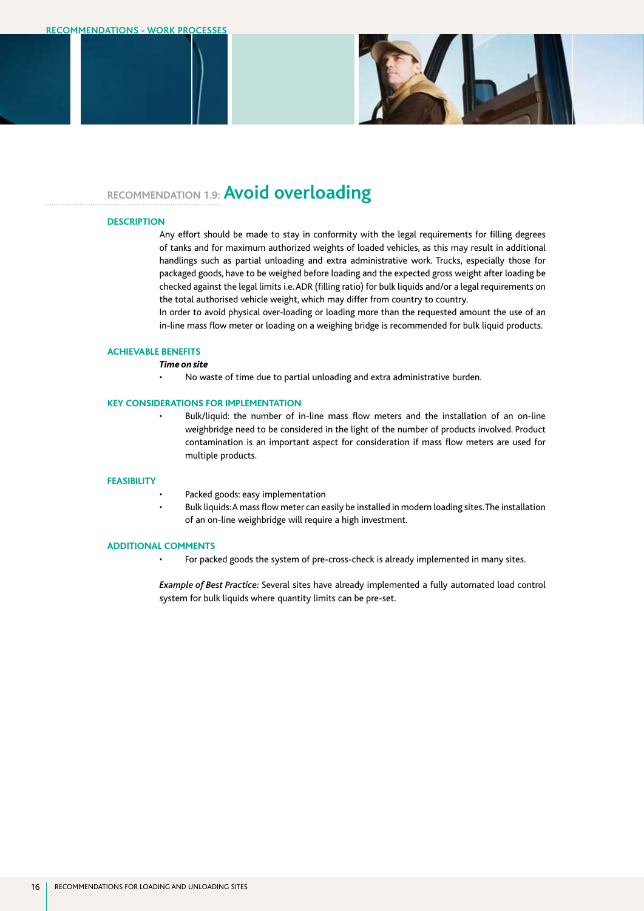## RECOMMENDATION 1.9: Avoid overloading

### DESCRIPTION

Any effort should be made to stay in conformity with the legal requirements for filling degrees of tanks and for maximum authorized weights of loaded vehicles, as this may result in additional handlings such as partial unloading and extra administrative work. Trucks, especially those for packaged goods, have to be weighed before loading and the expected gross weight after loading be checked against the legal limits i.e. ADR (filling ratio) for bulk liquids and/or a legal requirements on the total authorised vehicle weight, which may differ from country to country.

In order to avoid physical over-loading or loading more than the requested amount the use of an in-line mass flow meter or loading on a weighing bridge is recommended for bulk liquid products.

### ACHIEVABLE BENEFITS

***Time on site***

- No waste of time due to partial unloading and extra administrative burden.

### KEY CONSIDERATIONS FOR IMPLEMENTATION

- Bulk/liquid: the number of in-line mass flow meters and the installation of an on-line weighbridge need to be considered in the light of the number of products involved. Product contamination is an important aspect for consideration if mass flow meters are used for multiple products.

### FEASIBILITY

- Packed goods: easy implementation
- Bulk liquids: A mass flow meter can easily be installed in modern loading sites. The installation of an on-line weighbridge will require a high investment.

### ADDITIONAL COMMENTS

- For packed goods the system of pre-cross-check is already implemented in many sites.

*Example of Best Practice:* Several sites have already implemented a fully automated load control system for bulk liquids where quantity limits can be pre-set.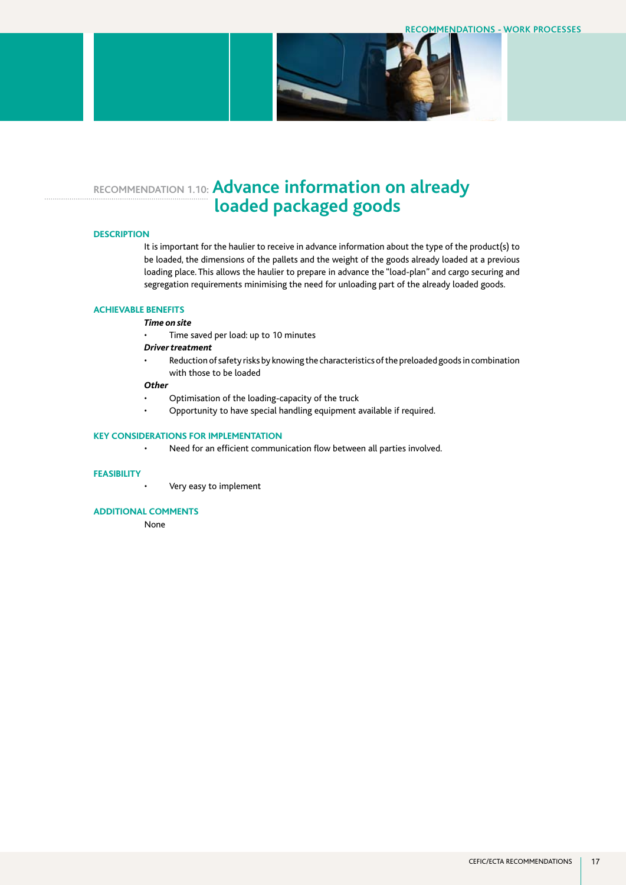## RECOMMENDATION 1.10: Advance information on already loaded packaged goods

### DESCRIPTION

It is important for the haulier to receive in advance information about the type of the product(s) to be loaded, the dimensions of the pallets and the weight of the goods already loaded at a previous loading place. This allows the haulier to prepare in advance the "load-plan" and cargo securing and segregation requirements minimising the need for unloading part of the already loaded goods.

### ACHIEVABLE BENEFITS

***Time on site***

- Time saved per load: up to 10 minutes

***Driver treatment***

- Reduction of safety risks by knowing the characteristics of the preloaded goods in combination with those to be loaded

***Other***

- Optimisation of the loading-capacity of the truck
- Opportunity to have special handling equipment available if required.

### KEY CONSIDERATIONS FOR IMPLEMENTATION

- Need for an efficient communication flow between all parties involved.

### FEASIBILITY

- Very easy to implement

### ADDITIONAL COMMENTS

None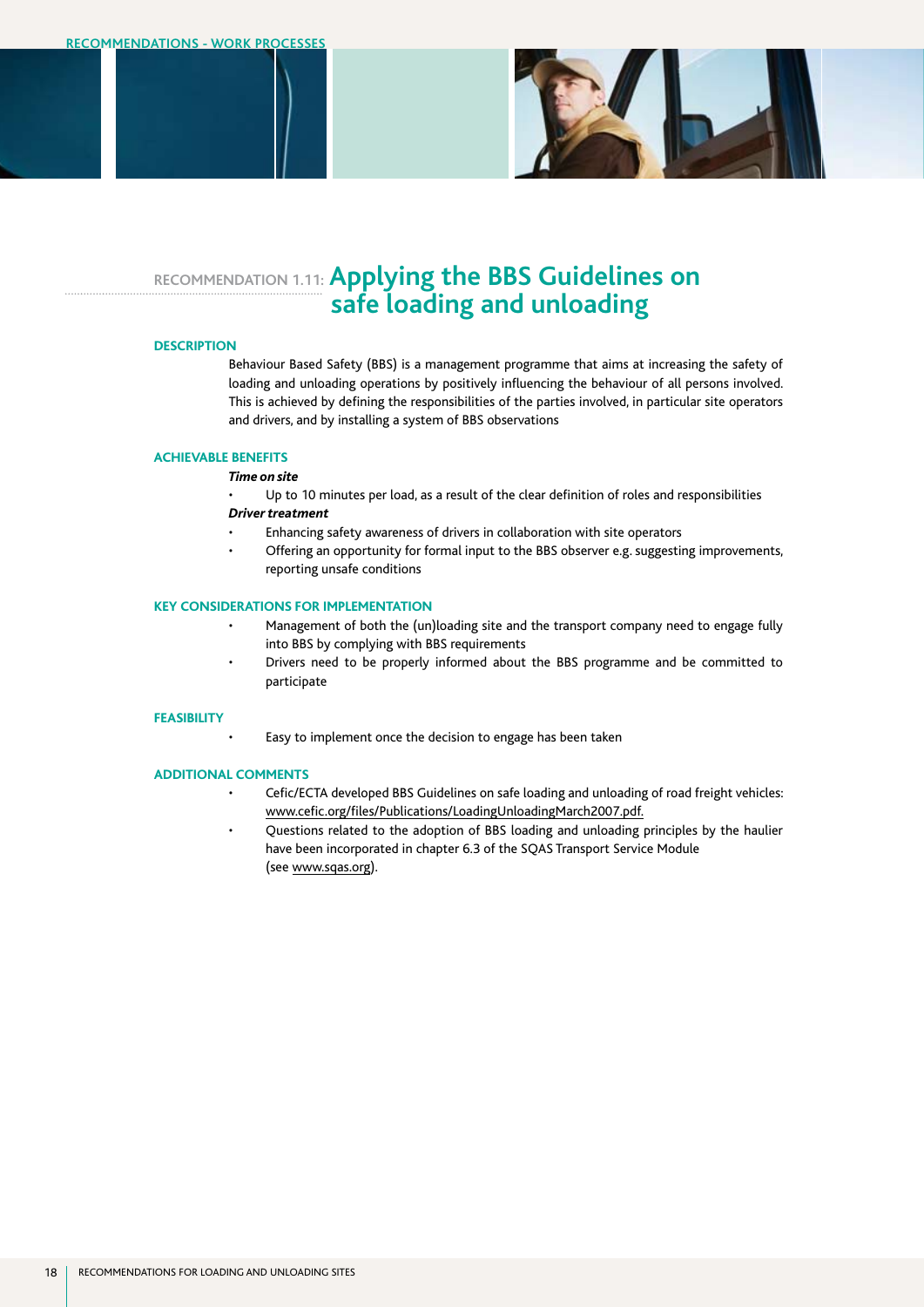## RECOMMENDATION 1.11: Applying the BBS Guidelines on safe loading and unloading

### DESCRIPTION

Behaviour Based Safety (BBS) is a management programme that aims at increasing the safety of loading and unloading operations by positively influencing the behaviour of all persons involved. This is achieved by defining the responsibilities of the parties involved, in particular site operators and drivers, and by installing a system of BBS observations

### ACHIEVABLE BENEFITS

***Time on site***

- Up to 10 minutes per load, as a result of the clear definition of roles and responsibilities

***Driver treatment***

- Enhancing safety awareness of drivers in collaboration with site operators
- Offering an opportunity for formal input to the BBS observer e.g. suggesting improvements, reporting unsafe conditions

### KEY CONSIDERATIONS FOR IMPLEMENTATION

- Management of both the (un)loading site and the transport company need to engage fully into BBS by complying with BBS requirements
- Drivers need to be properly informed about the BBS programme and be committed to participate

### FEASIBILITY

- Easy to implement once the decision to engage has been taken

### ADDITIONAL COMMENTS

- Cefic/ECTA developed BBS Guidelines on safe loading and unloading of road freight vehicles: www.cefic.org/files/Publications/LoadingUnloadingMarch2007.pdf.
- Questions related to the adoption of BBS loading and unloading principles by the haulier have been incorporated in chapter 6.3 of the SQAS Transport Service Module (see www.sqas.org).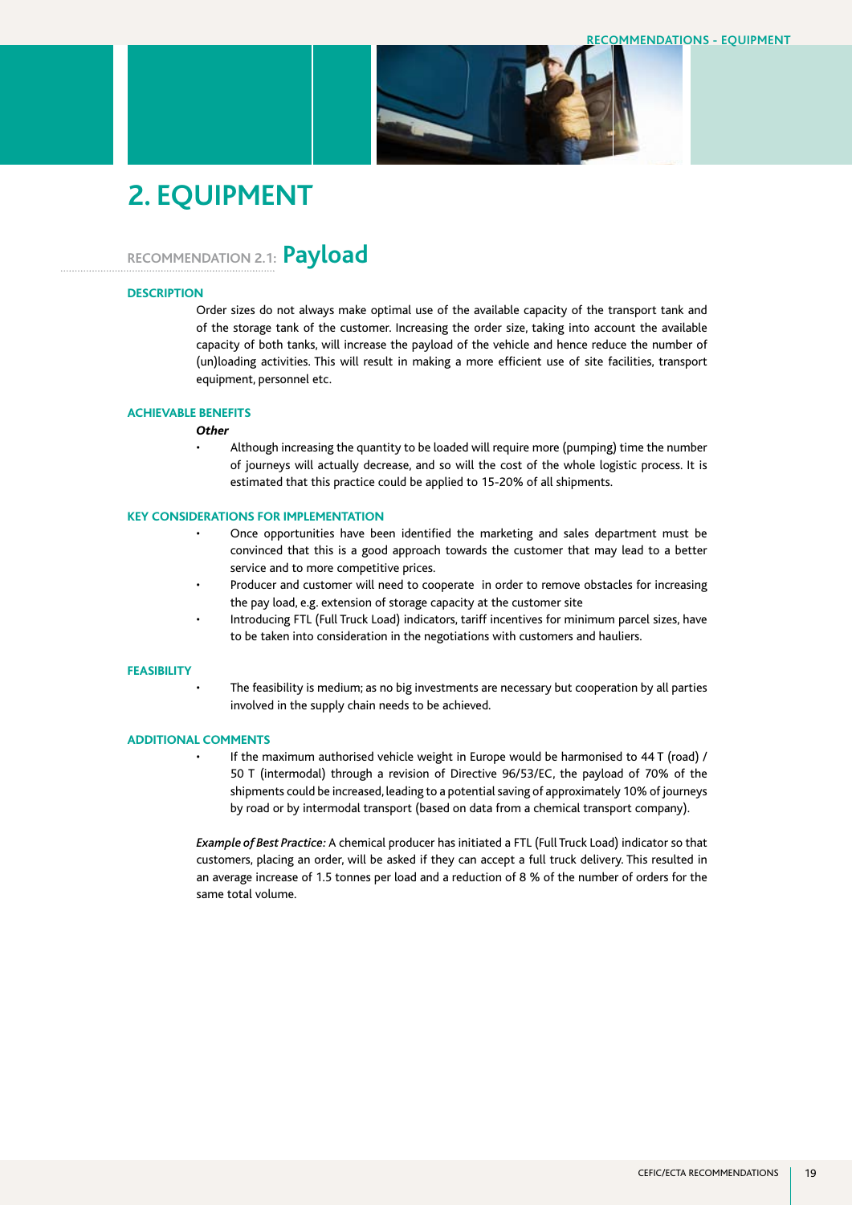# 2. EQUIPMENT

## RECOMMENDATION 2.1: Payload

### DESCRIPTION

Order sizes do not always make optimal use of the available capacity of the transport tank and of the storage tank of the customer. Increasing the order size, taking into account the available capacity of both tanks, will increase the payload of the vehicle and hence reduce the number of (un)loading activities. This will result in making a more efficient use of site facilities, transport equipment, personnel etc.

### ACHIEVABLE BENEFITS

***Other***

- Although increasing the quantity to be loaded will require more (pumping) time the number of journeys will actually decrease, and so will the cost of the whole logistic process. It is estimated that this practice could be applied to 15-20% of all shipments.

### KEY CONSIDERATIONS FOR IMPLEMENTATION

- Once opportunities have been identified the marketing and sales department must be convinced that this is a good approach towards the customer that may lead to a better service and to more competitive prices.
- Producer and customer will need to cooperate in order to remove obstacles for increasing the pay load, e.g. extension of storage capacity at the customer site
- Introducing FTL (Full Truck Load) indicators, tariff incentives for minimum parcel sizes, have to be taken into consideration in the negotiations with customers and hauliers.

### FEASIBILITY

- The feasibility is medium; as no big investments are necessary but cooperation by all parties involved in the supply chain needs to be achieved.

### ADDITIONAL COMMENTS

- If the maximum authorised vehicle weight in Europe would be harmonised to 44 T (road) / 50 T (intermodal) through a revision of Directive 96/53/EC, the payload of 70% of the shipments could be increased, leading to a potential saving of approximately 10% of journeys by road or by intermodal transport (based on data from a chemical transport company).

*Example of Best Practice:* A chemical producer has initiated a FTL (Full Truck Load) indicator so that customers, placing an order, will be asked if they can accept a full truck delivery. This resulted in an average increase of 1.5 tonnes per load and a reduction of 8 % of the number of orders for the same total volume.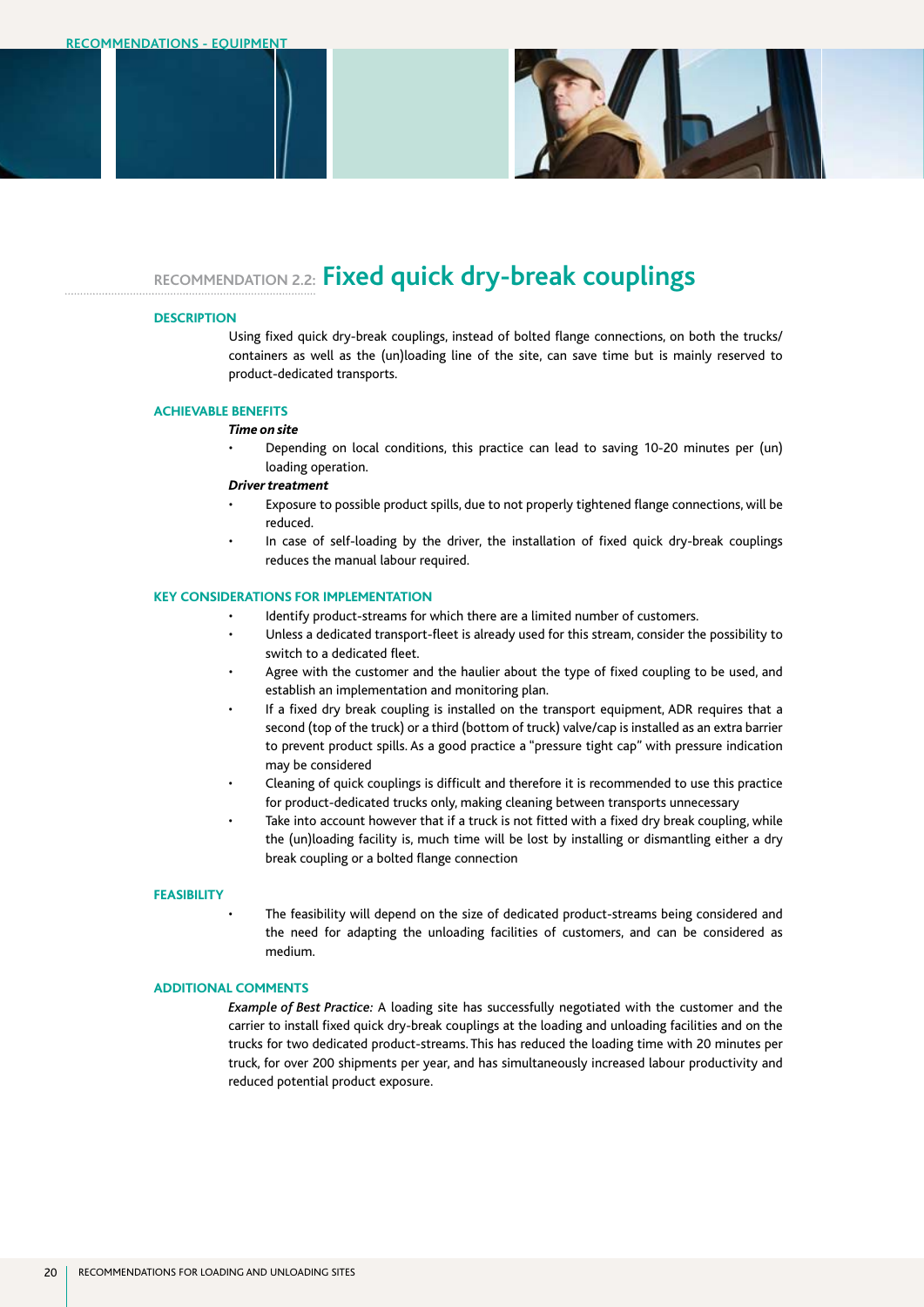## RECOMMENDATION 2.2: Fixed quick dry-break couplings

### DESCRIPTION

Using fixed quick dry-break couplings, instead of bolted flange connections, on both the trucks/ containers as well as the (un)loading line of the site, can save time but is mainly reserved to product-dedicated transports.

### ACHIEVABLE BENEFITS

***Time on site***

- Depending on local conditions, this practice can lead to saving 10-20 minutes per (un) loading operation.

***Driver treatment***

- Exposure to possible product spills, due to not properly tightened flange connections, will be reduced.
- In case of self-loading by the driver, the installation of fixed quick dry-break couplings reduces the manual labour required.

### KEY CONSIDERATIONS FOR IMPLEMENTATION

- Identify product-streams for which there are a limited number of customers.
- Unless a dedicated transport-fleet is already used for this stream, consider the possibility to switch to a dedicated fleet.
- Agree with the customer and the haulier about the type of fixed coupling to be used, and establish an implementation and monitoring plan.
- If a fixed dry break coupling is installed on the transport equipment, ADR requires that a second (top of the truck) or a third (bottom of truck) valve/cap is installed as an extra barrier to prevent product spills. As a good practice a "pressure tight cap" with pressure indication may be considered
- Cleaning of quick couplings is difficult and therefore it is recommended to use this practice for product-dedicated trucks only, making cleaning between transports unnecessary
- Take into account however that if a truck is not fitted with a fixed dry break coupling, while the (un)loading facility is, much time will be lost by installing or dismantling either a dry break coupling or a bolted flange connection

### FEASIBILITY

- The feasibility will depend on the size of dedicated product-streams being considered and the need for adapting the unloading facilities of customers, and can be considered as medium.

### ADDITIONAL COMMENTS

*Example of Best Practice:* A loading site has successfully negotiated with the customer and the carrier to install fixed quick dry-break couplings at the loading and unloading facilities and on the trucks for two dedicated product-streams. This has reduced the loading time with 20 minutes per truck, for over 200 shipments per year, and has simultaneously increased labour productivity and reduced potential product exposure.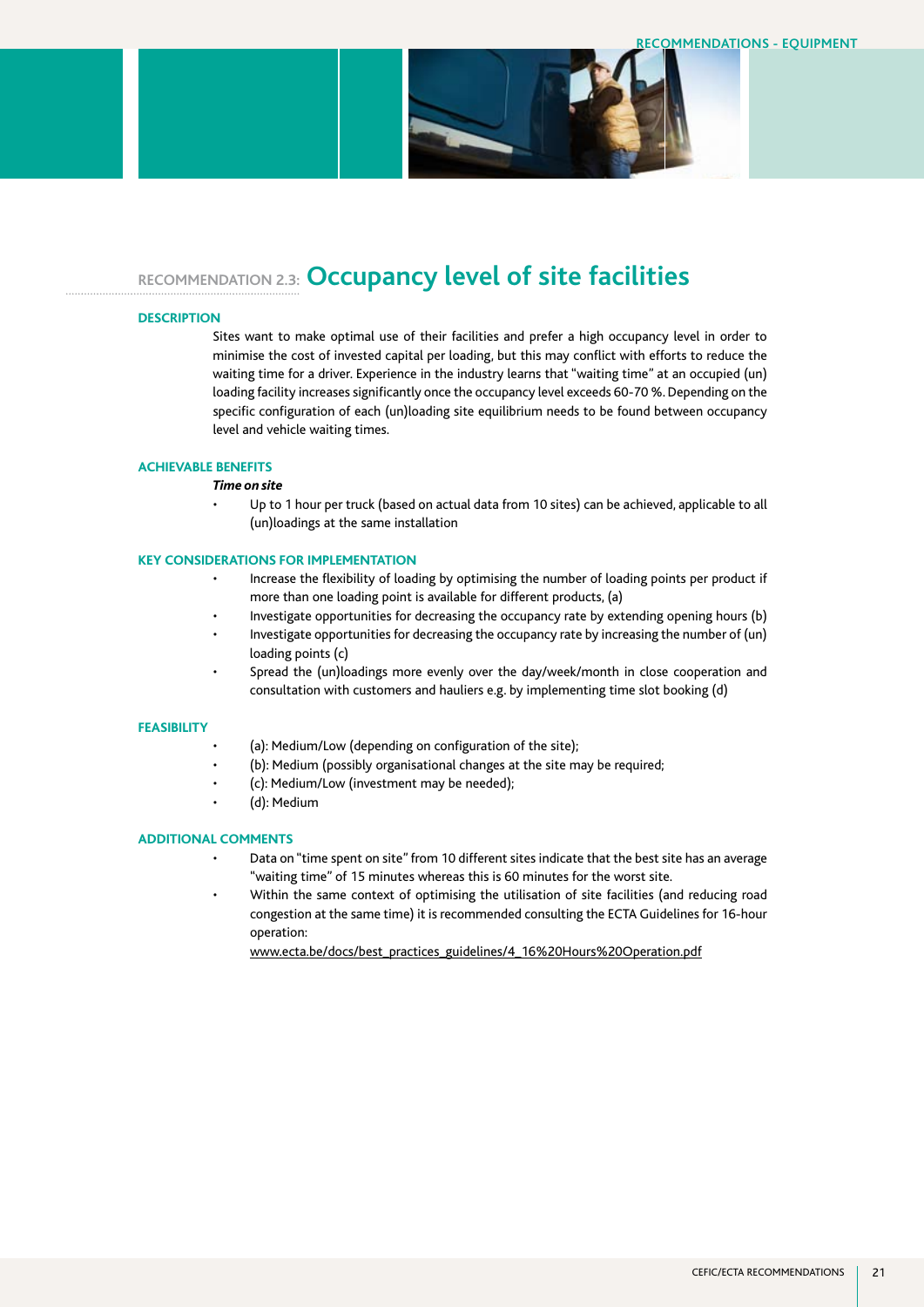## RECOMMENDATION 2.3: Occupancy level of site facilities

### DESCRIPTION

Sites want to make optimal use of their facilities and prefer a high occupancy level in order to minimise the cost of invested capital per loading, but this may conflict with efforts to reduce the waiting time for a driver. Experience in the industry learns that "waiting time" at an occupied (un) loading facility increases significantly once the occupancy level exceeds 60-70 %. Depending on the specific configuration of each (un)loading site equilibrium needs to be found between occupancy level and vehicle waiting times.

### ACHIEVABLE BENEFITS

***Time on site***

- Up to 1 hour per truck (based on actual data from 10 sites) can be achieved, applicable to all (un)loadings at the same installation

### KEY CONSIDERATIONS FOR IMPLEMENTATION

- Increase the flexibility of loading by optimising the number of loading points per product if more than one loading point is available for different products, (a)
- Investigate opportunities for decreasing the occupancy rate by extending opening hours (b)
- Investigate opportunities for decreasing the occupancy rate by increasing the number of (un) loading points (c)
- Spread the (un)loadings more evenly over the day/week/month in close cooperation and consultation with customers and hauliers e.g. by implementing time slot booking (d)

### FEASIBILITY

- (a): Medium/Low (depending on configuration of the site);
- (b): Medium (possibly organisational changes at the site may be required;
- (c): Medium/Low (investment may be needed);
- (d): Medium

### ADDITIONAL COMMENTS

- Data on "time spent on site" from 10 different sites indicate that the best site has an average "waiting time" of 15 minutes whereas this is 60 minutes for the worst site.
- Within the same context of optimising the utilisation of site facilities (and reducing road congestion at the same time) it is recommended consulting the ECTA Guidelines for 16-hour operation:

  www.ecta.be/docs/best_practices_guidelines/4_16%20Hours%20Operation.pdf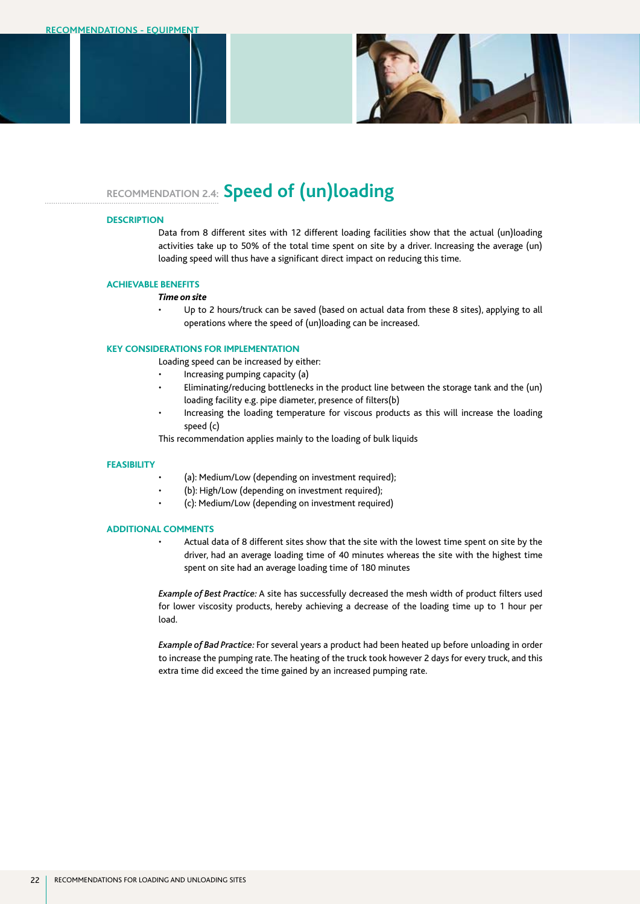## RECOMMENDATION 2.4: Speed of (un)loading

### DESCRIPTION

Data from 8 different sites with 12 different loading facilities show that the actual (un)loading activities take up to 50% of the total time spent on site by a driver. Increasing the average (un) loading speed will thus have a significant direct impact on reducing this time.

### ACHIEVABLE BENEFITS

***Time on site***

- Up to 2 hours/truck can be saved (based on actual data from these 8 sites), applying to all operations where the speed of (un)loading can be increased.

### KEY CONSIDERATIONS FOR IMPLEMENTATION

Loading speed can be increased by either:

- Increasing pumping capacity (a)
- Eliminating/reducing bottlenecks in the product line between the storage tank and the (un) loading facility e.g. pipe diameter, presence of filters(b)
- Increasing the loading temperature for viscous products as this will increase the loading speed (c)

This recommendation applies mainly to the loading of bulk liquids

### FEASIBILITY

- (a): Medium/Low (depending on investment required);
- (b): High/Low (depending on investment required);
- (c): Medium/Low (depending on investment required)

### ADDITIONAL COMMENTS

- Actual data of 8 different sites show that the site with the lowest time spent on site by the driver, had an average loading time of 40 minutes whereas the site with the highest time spent on site had an average loading time of 180 minutes

*Example of Best Practice:* A site has successfully decreased the mesh width of product filters used for lower viscosity products, hereby achieving a decrease of the loading time up to 1 hour per load.

*Example of Bad Practice:* For several years a product had been heated up before unloading in order to increase the pumping rate. The heating of the truck took however 2 days for every truck, and this extra time did exceed the time gained by an increased pumping rate.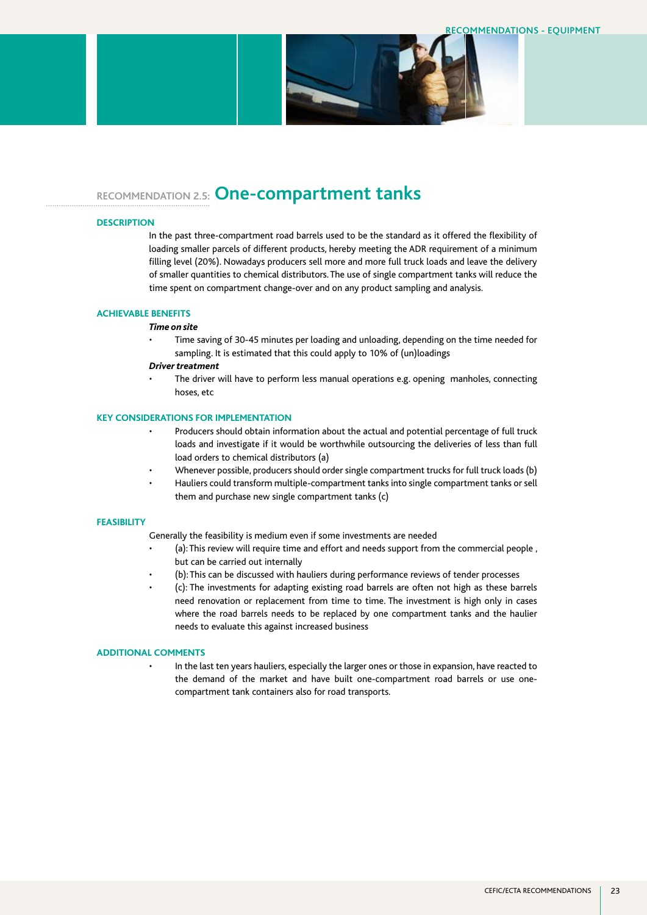## RECOMMENDATION 2.5: One-compartment tanks

### DESCRIPTION

In the past three-compartment road barrels used to be the standard as it offered the flexibility of loading smaller parcels of different products, hereby meeting the ADR requirement of a minimum filling level (20%). Nowadays producers sell more and more full truck loads and leave the delivery of smaller quantities to chemical distributors. The use of single compartment tanks will reduce the time spent on compartment change-over and on any product sampling and analysis.

### ACHIEVABLE BENEFITS

***Time on site***

- Time saving of 30-45 minutes per loading and unloading, depending on the time needed for sampling. It is estimated that this could apply to 10% of (un)loadings

***Driver treatment***

- The driver will have to perform less manual operations e.g. opening manholes, connecting hoses, etc

### KEY CONSIDERATIONS FOR IMPLEMENTATION

- Producers should obtain information about the actual and potential percentage of full truck loads and investigate if it would be worthwhile outsourcing the deliveries of less than full load orders to chemical distributors (a)
- Whenever possible, producers should order single compartment trucks for full truck loads (b)
- Hauliers could transform multiple-compartment tanks into single compartment tanks or sell them and purchase new single compartment tanks (c)

### FEASIBILITY

Generally the feasibility is medium even if some investments are needed

- (a): This review will require time and effort and needs support from the commercial people , but can be carried out internally
- (b): This can be discussed with hauliers during performance reviews of tender processes
- (c): The investments for adapting existing road barrels are often not high as these barrels need renovation or replacement from time to time. The investment is high only in cases where the road barrels needs to be replaced by one compartment tanks and the haulier needs to evaluate this against increased business

### ADDITIONAL COMMENTS

- In the last ten years hauliers, especially the larger ones or those in expansion, have reacted to the demand of the market and have built one-compartment road barrels or use one-compartment tank containers also for road transports.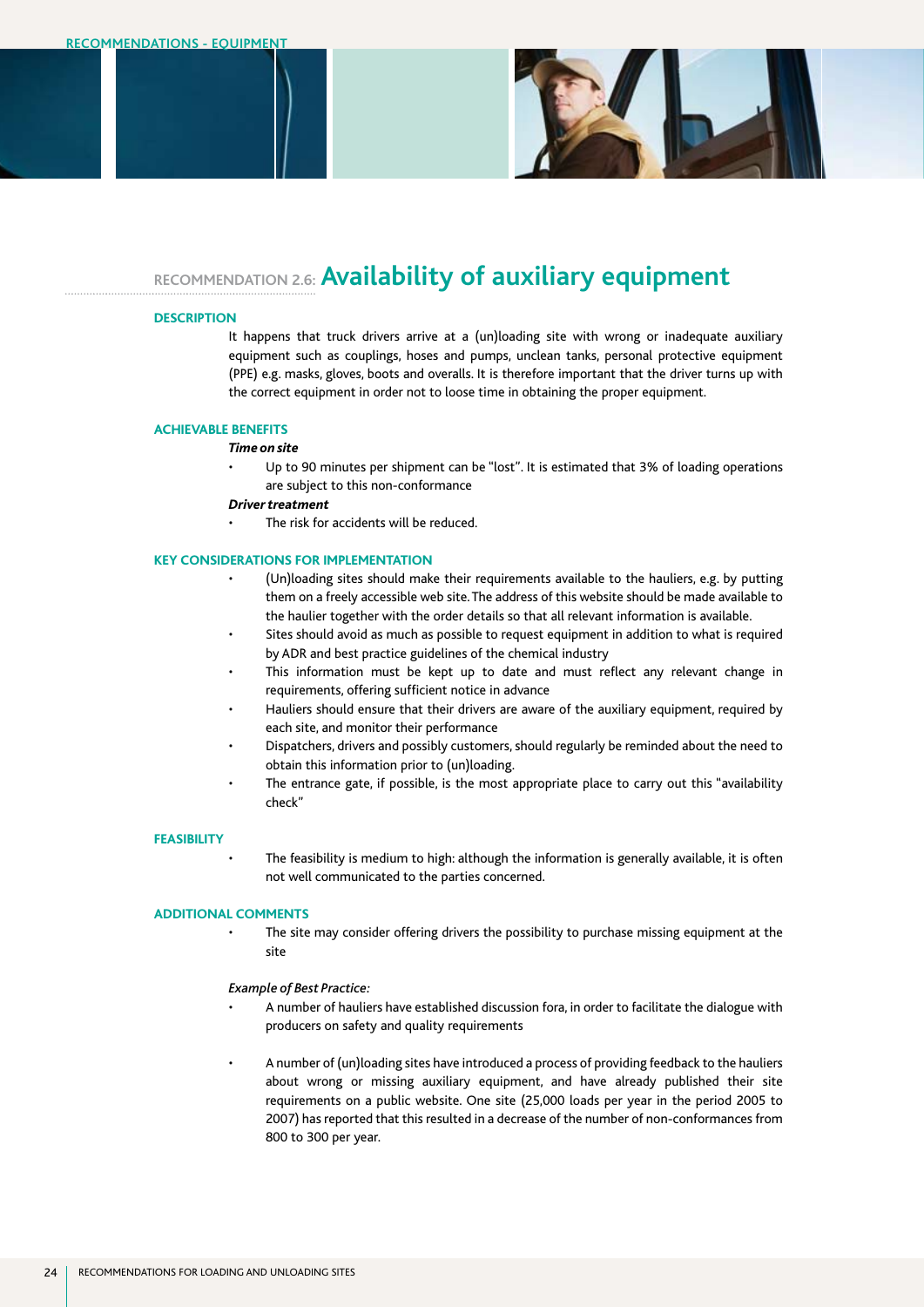## RECOMMENDATION 2.6: Availability of auxiliary equipment

### DESCRIPTION

It happens that truck drivers arrive at a (un)loading site with wrong or inadequate auxiliary equipment such as couplings, hoses and pumps, unclean tanks, personal protective equipment (PPE) e.g. masks, gloves, boots and overalls. It is therefore important that the driver turns up with the correct equipment in order not to loose time in obtaining the proper equipment.

### ACHIEVABLE BENEFITS

***Time on site***

- Up to 90 minutes per shipment can be "lost". It is estimated that 3% of loading operations are subject to this non-conformance

***Driver treatment***

- The risk for accidents will be reduced.

### KEY CONSIDERATIONS FOR IMPLEMENTATION

- (Un)loading sites should make their requirements available to the hauliers, e.g. by putting them on a freely accessible web site. The address of this website should be made available to the haulier together with the order details so that all relevant information is available.
- Sites should avoid as much as possible to request equipment in addition to what is required by ADR and best practice guidelines of the chemical industry
- This information must be kept up to date and must reflect any relevant change in requirements, offering sufficient notice in advance
- Hauliers should ensure that their drivers are aware of the auxiliary equipment, required by each site, and monitor their performance
- Dispatchers, drivers and possibly customers, should regularly be reminded about the need to obtain this information prior to (un)loading.
- The entrance gate, if possible, is the most appropriate place to carry out this "availability check"

### FEASIBILITY

- The feasibility is medium to high: although the information is generally available, it is often not well communicated to the parties concerned.

### ADDITIONAL COMMENTS

- The site may consider offering drivers the possibility to purchase missing equipment at the site

*Example of Best Practice:*

- A number of hauliers have established discussion fora, in order to facilitate the dialogue with producers on safety and quality requirements
- A number of (un)loading sites have introduced a process of providing feedback to the hauliers about wrong or missing auxiliary equipment, and have already published their site requirements on a public website. One site (25,000 loads per year in the period 2005 to 2007) has reported that this resulted in a decrease of the number of non-conformances from 800 to 300 per year.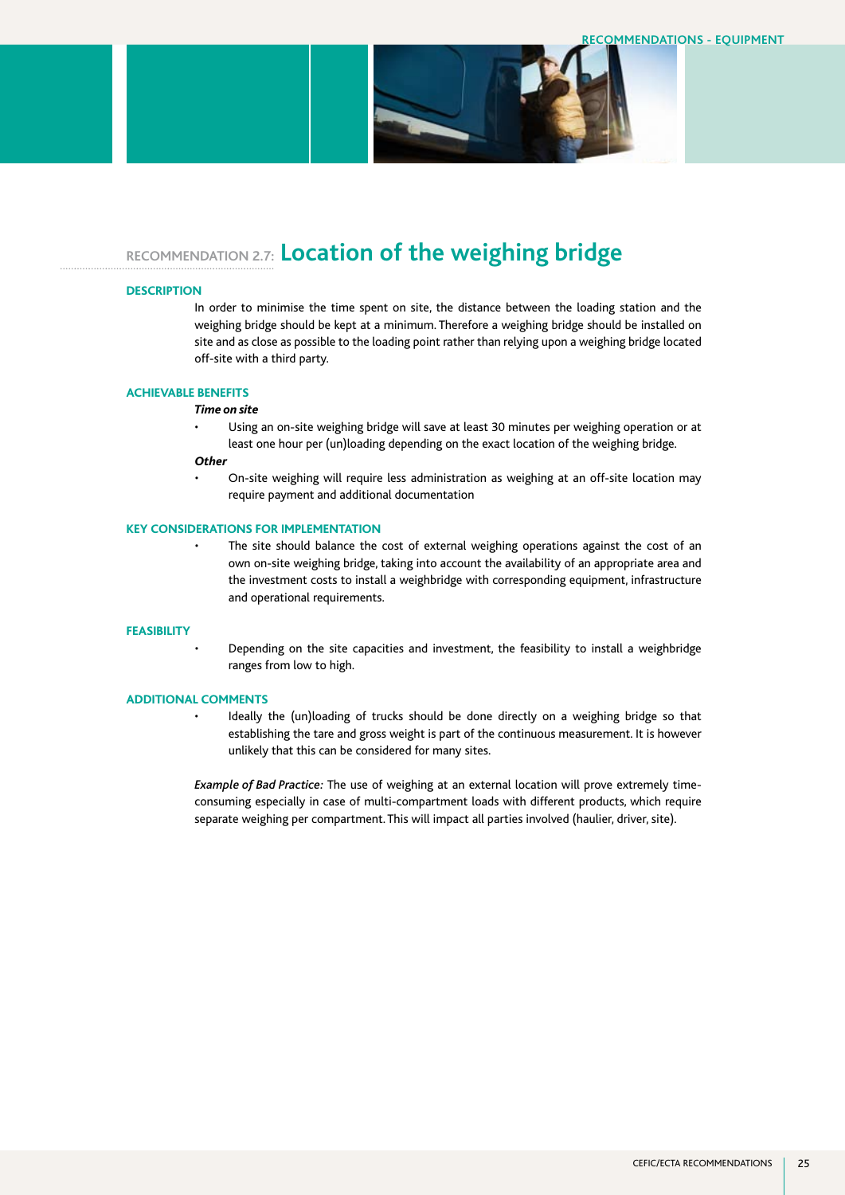## RECOMMENDATION 2.7: Location of the weighing bridge

### DESCRIPTION

In order to minimise the time spent on site, the distance between the loading station and the weighing bridge should be kept at a minimum. Therefore a weighing bridge should be installed on site and as close as possible to the loading point rather than relying upon a weighing bridge located off-site with a third party.

### ACHIEVABLE BENEFITS

***Time on site***

- Using an on-site weighing bridge will save at least 30 minutes per weighing operation or at least one hour per (un)loading depending on the exact location of the weighing bridge.

***Other***

- On-site weighing will require less administration as weighing at an off-site location may require payment and additional documentation

### KEY CONSIDERATIONS FOR IMPLEMENTATION

- The site should balance the cost of external weighing operations against the cost of an own on-site weighing bridge, taking into account the availability of an appropriate area and the investment costs to install a weighbridge with corresponding equipment, infrastructure and operational requirements.

### FEASIBILITY

- Depending on the site capacities and investment, the feasibility to install a weighbridge ranges from low to high.

### ADDITIONAL COMMENTS

- Ideally the (un)loading of trucks should be done directly on a weighing bridge so that establishing the tare and gross weight is part of the continuous measurement. It is however unlikely that this can be considered for many sites.

*Example of Bad Practice:* The use of weighing at an external location will prove extremely time-consuming especially in case of multi-compartment loads with different products, which require separate weighing per compartment. This will impact all parties involved (haulier, driver, site).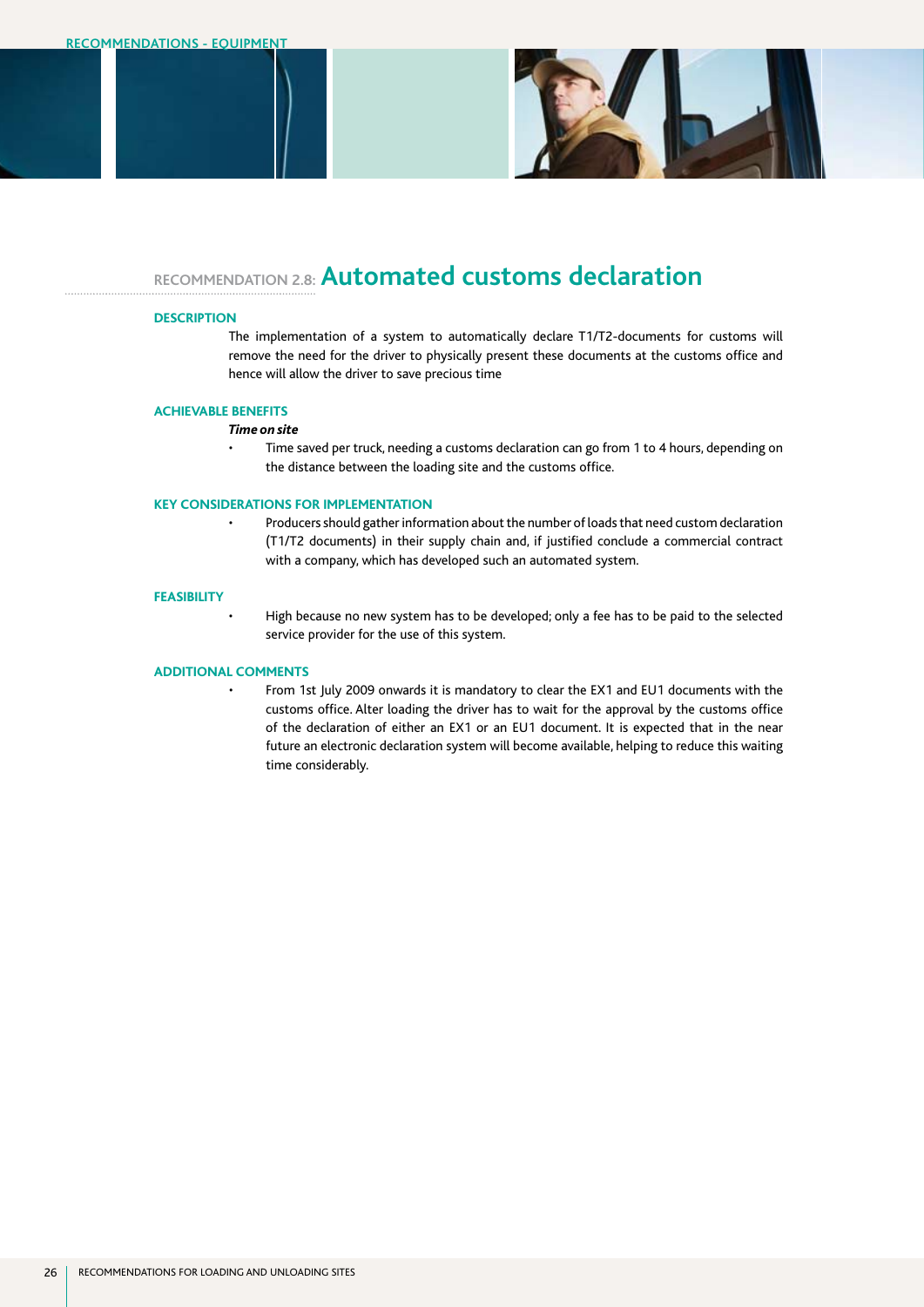## RECOMMENDATION 2.8: Automated customs declaration

### DESCRIPTION

The implementation of a system to automatically declare T1/T2-documents for customs will remove the need for the driver to physically present these documents at the customs office and hence will allow the driver to save precious time

### ACHIEVABLE BENEFITS

***Time on site***

- Time saved per truck, needing a customs declaration can go from 1 to 4 hours, depending on the distance between the loading site and the customs office.

### KEY CONSIDERATIONS FOR IMPLEMENTATION

- Producers should gather information about the number of loads that need custom declaration (T1/T2 documents) in their supply chain and, if justified conclude a commercial contract with a company, which has developed such an automated system.

### FEASIBILITY

- High because no new system has to be developed; only a fee has to be paid to the selected service provider for the use of this system.

### ADDITIONAL COMMENTS

- From 1st July 2009 onwards it is mandatory to clear the EX1 and EU1 documents with the customs office. Alter loading the driver has to wait for the approval by the customs office of the declaration of either an EX1 or an EU1 document. It is expected that in the near future an electronic declaration system will become available, helping to reduce this waiting time considerably.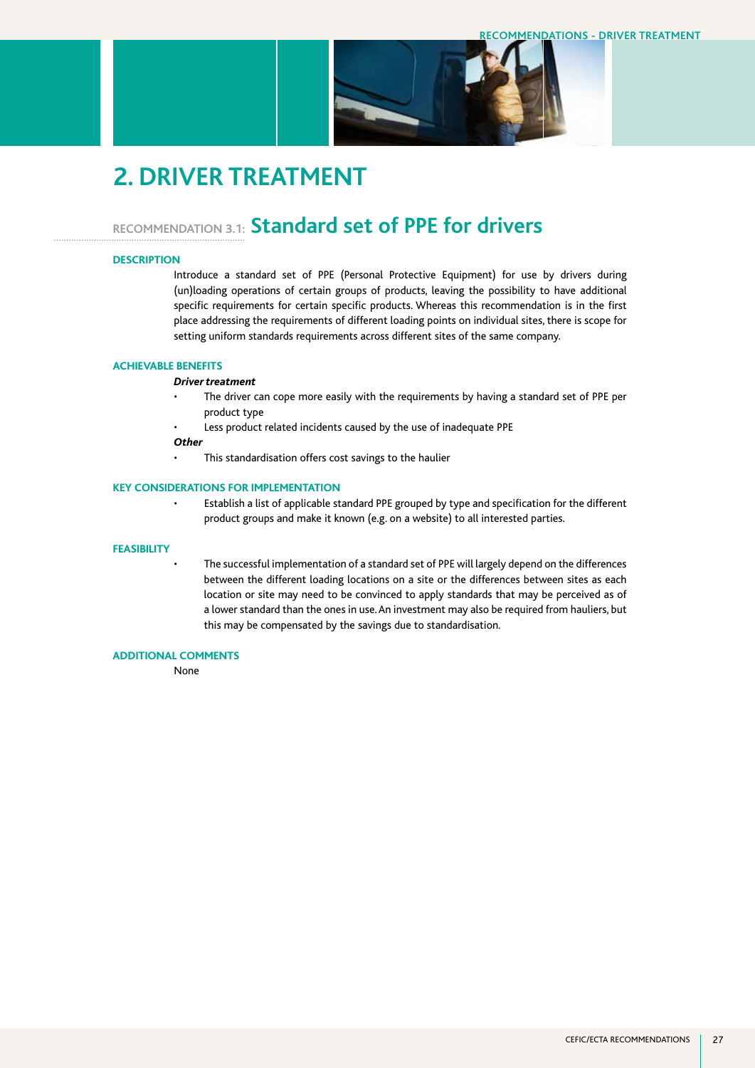# 2. DRIVER TREATMENT

## RECOMMENDATION 3.1: Standard set of PPE for drivers

### DESCRIPTION

Introduce a standard set of PPE (Personal Protective Equipment) for use by drivers during (un)loading operations of certain groups of products, leaving the possibility to have additional specific requirements for certain specific products. Whereas this recommendation is in the first place addressing the requirements of different loading points on individual sites, there is scope for setting uniform standards requirements across different sites of the same company.

### ACHIEVABLE BENEFITS

***Driver treatment***

- The driver can cope more easily with the requirements by having a standard set of PPE per product type
- Less product related incidents caused by the use of inadequate PPE

***Other***

- This standardisation offers cost savings to the haulier

### KEY CONSIDERATIONS FOR IMPLEMENTATION

- Establish a list of applicable standard PPE grouped by type and specification for the different product groups and make it known (e.g. on a website) to all interested parties.

### FEASIBILITY

- The successful implementation of a standard set of PPE will largely depend on the differences between the different loading locations on a site or the differences between sites as each location or site may need to be convinced to apply standards that may be perceived as of a lower standard than the ones in use. An investment may also be required from hauliers, but this may be compensated by the savings due to standardisation.

### ADDITIONAL COMMENTS

None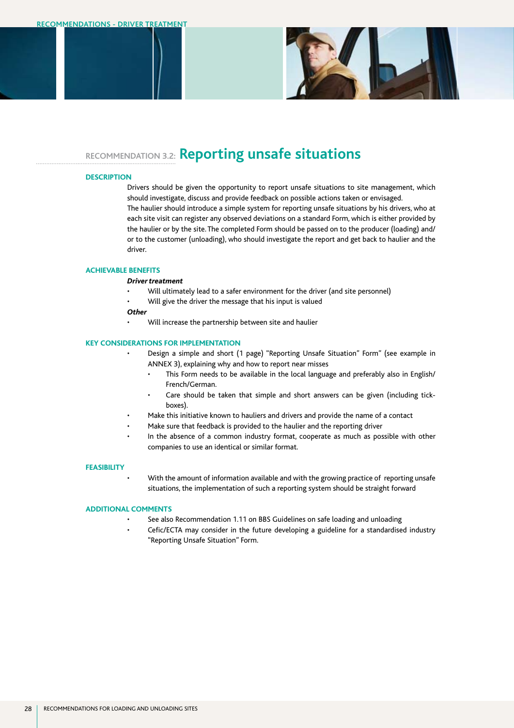## RECOMMENDATION 3.2: Reporting unsafe situations

### DESCRIPTION

Drivers should be given the opportunity to report unsafe situations to site management, which should investigate, discuss and provide feedback on possible actions taken or envisaged.
The haulier should introduce a simple system for reporting unsafe situations by his drivers, who at each site visit can register any observed deviations on a standard Form, which is either provided by the haulier or by the site. The completed Form should be passed on to the producer (loading) and/or to the customer (unloading), who should investigate the report and get back to haulier and the driver.

### ACHIEVABLE BENEFITS

***Driver treatment***

- Will ultimately lead to a safer environment for the driver (and site personnel)
- Will give the driver the message that his input is valued

***Other***

- Will increase the partnership between site and haulier

### KEY CONSIDERATIONS FOR IMPLEMENTATION

- Design a simple and short (1 page) "Reporting Unsafe Situation" Form" (see example in ANNEX 3), explaining why and how to report near misses
  - This Form needs to be available in the local language and preferably also in English/French/German.
  - Care should be taken that simple and short answers can be given (including tick-boxes).
- Make this initiative known to hauliers and drivers and provide the name of a contact
- Make sure that feedback is provided to the haulier and the reporting driver
- In the absence of a common industry format, cooperate as much as possible with other companies to use an identical or similar format.

### FEASIBILITY

- With the amount of information available and with the growing practice of reporting unsafe situations, the implementation of such a reporting system should be straight forward

### ADDITIONAL COMMENTS

- See also Recommendation 1.11 on BBS Guidelines on safe loading and unloading
- Cefic/ECTA may consider in the future developing a guideline for a standardised industry "Reporting Unsafe Situation" Form.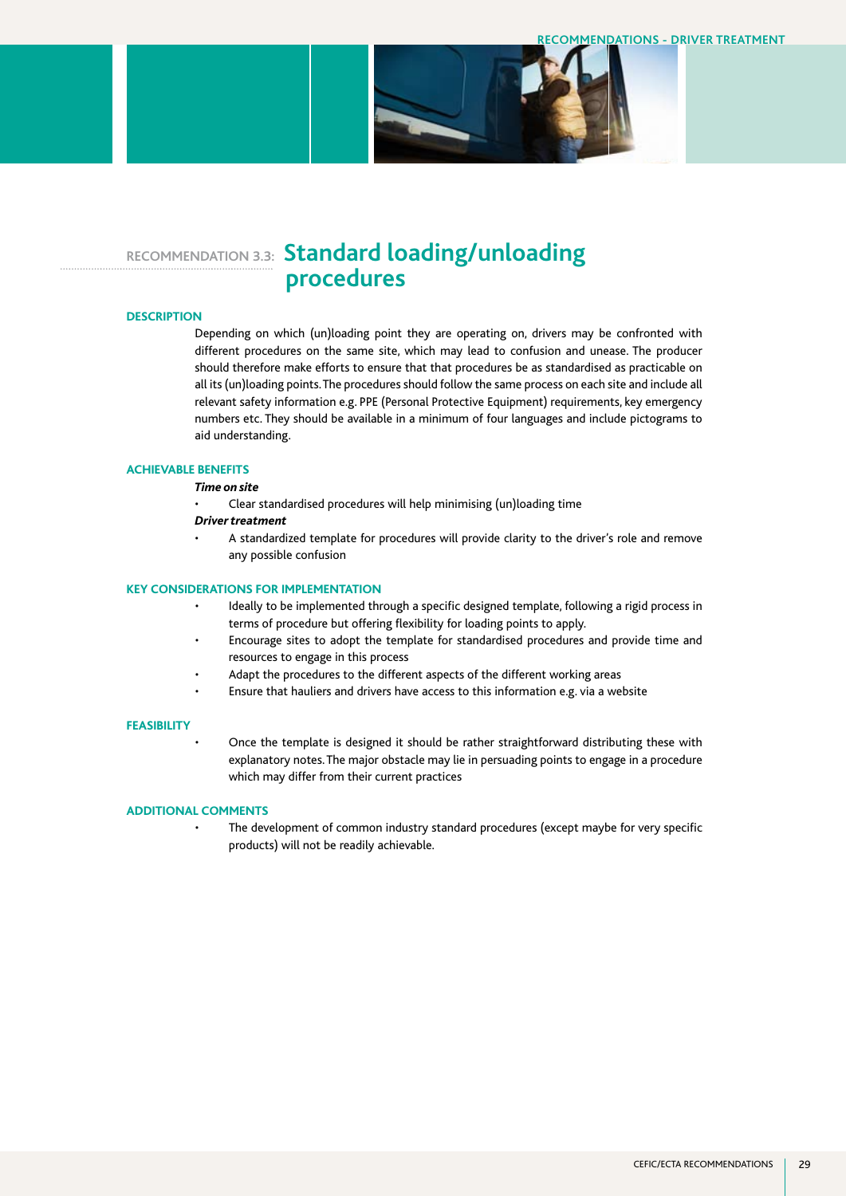## RECOMMENDATION 3.3: Standard loading/unloading procedures

### DESCRIPTION

Depending on which (un)loading point they are operating on, drivers may be confronted with different procedures on the same site, which may lead to confusion and unease. The producer should therefore make efforts to ensure that that procedures be as standardised as practicable on all its (un)loading points. The procedures should follow the same process on each site and include all relevant safety information e.g. PPE (Personal Protective Equipment) requirements, key emergency numbers etc. They should be available in a minimum of four languages and include pictograms to aid understanding.

### ACHIEVABLE BENEFITS

***Time on site***

- Clear standardised procedures will help minimising (un)loading time

***Driver treatment***

- A standardized template for procedures will provide clarity to the driver's role and remove any possible confusion

### KEY CONSIDERATIONS FOR IMPLEMENTATION

- Ideally to be implemented through a specific designed template, following a rigid process in terms of procedure but offering flexibility for loading points to apply.
- Encourage sites to adopt the template for standardised procedures and provide time and resources to engage in this process
- Adapt the procedures to the different aspects of the different working areas
- Ensure that hauliers and drivers have access to this information e.g. via a website

### FEASIBILITY

- Once the template is designed it should be rather straightforward distributing these with explanatory notes. The major obstacle may lie in persuading points to engage in a procedure which may differ from their current practices

### ADDITIONAL COMMENTS

- The development of common industry standard procedures (except maybe for very specific products) will not be readily achievable.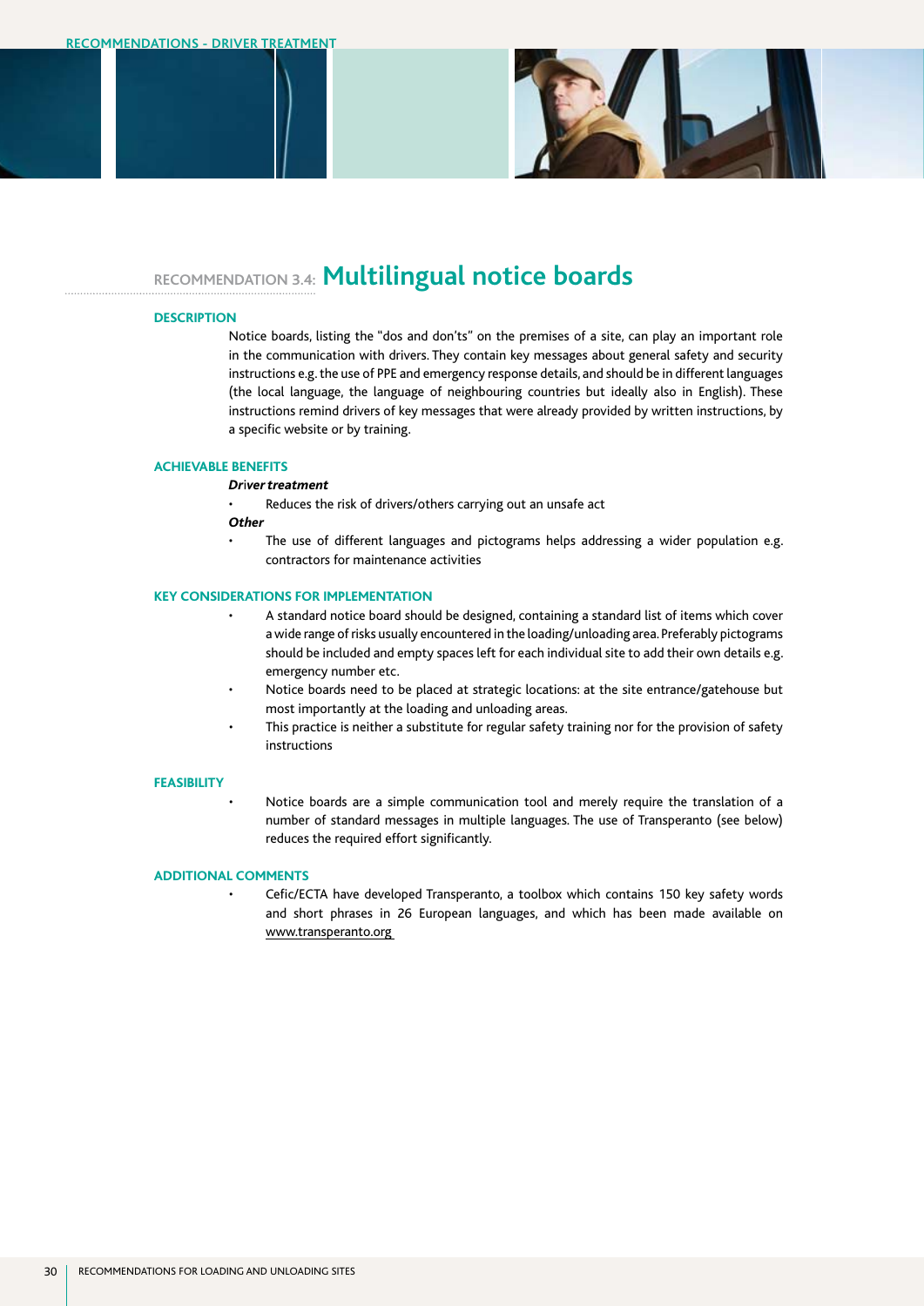## RECOMMENDATION 3.4: Multilingual notice boards

### DESCRIPTION

Notice boards, listing the "dos and don'ts" on the premises of a site, can play an important role in the communication with drivers. They contain key messages about general safety and security instructions e.g. the use of PPE and emergency response details, and should be in different languages (the local language, the language of neighbouring countries but ideally also in English). These instructions remind drivers of key messages that were already provided by written instructions, by a specific website or by training.

### ACHIEVABLE BENEFITS

***Driver treatment***

- Reduces the risk of drivers/others carrying out an unsafe act

***Other***

- The use of different languages and pictograms helps addressing a wider population e.g. contractors for maintenance activities

### KEY CONSIDERATIONS FOR IMPLEMENTATION

- A standard notice board should be designed, containing a standard list of items which cover a wide range of risks usually encountered in the loading/unloading area. Preferably pictograms should be included and empty spaces left for each individual site to add their own details e.g. emergency number etc.
- Notice boards need to be placed at strategic locations: at the site entrance/gatehouse but most importantly at the loading and unloading areas.
- This practice is neither a substitute for regular safety training nor for the provision of safety instructions

### FEASIBILITY

- Notice boards are a simple communication tool and merely require the translation of a number of standard messages in multiple languages. The use of Transperanto (see below) reduces the required effort significantly.

### ADDITIONAL COMMENTS

- Cefic/ECTA have developed Transperanto, a toolbox which contains 150 key safety words and short phrases in 26 European languages, and which has been made available on www.transperanto.org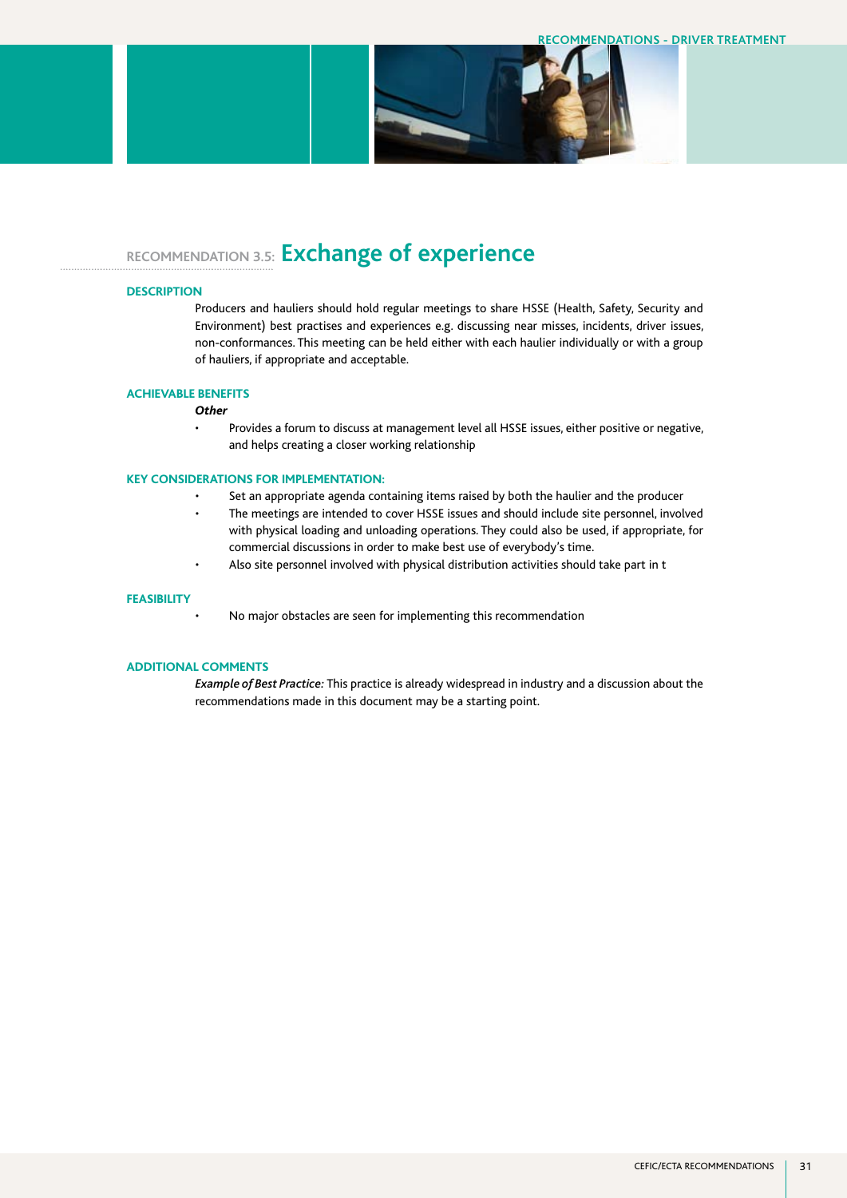## RECOMMENDATION 3.5: Exchange of experience

### DESCRIPTION

Producers and hauliers should hold regular meetings to share HSSE (Health, Safety, Security and Environment) best practises and experiences e.g. discussing near misses, incidents, driver issues, non-conformances. This meeting can be held either with each haulier individually or with a group of hauliers, if appropriate and acceptable.

### ACHIEVABLE BENEFITS

***Other***

- Provides a forum to discuss at management level all HSSE issues, either positive or negative, and helps creating a closer working relationship

### KEY CONSIDERATIONS FOR IMPLEMENTATION:

- Set an appropriate agenda containing items raised by both the haulier and the producer
- The meetings are intended to cover HSSE issues and should include site personnel, involved with physical loading and unloading operations. They could also be used, if appropriate, for commercial discussions in order to make best use of everybody's time.
- Also site personnel involved with physical distribution activities should take part in t

### FEASIBILITY

- No major obstacles are seen for implementing this recommendation

### ADDITIONAL COMMENTS

*Example of Best Practice:* This practice is already widespread in industry and a discussion about the recommendations made in this document may be a starting point.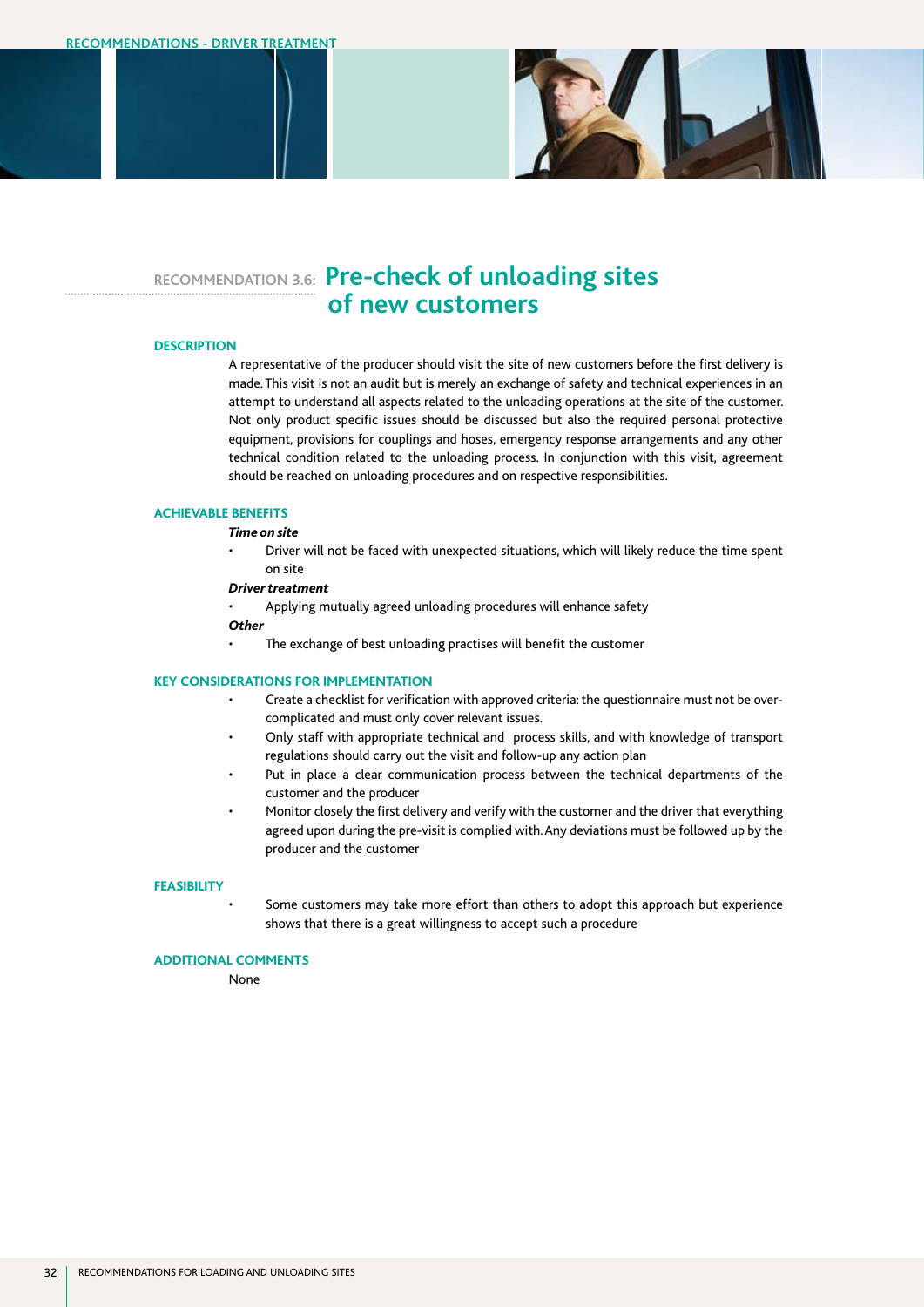## RECOMMENDATION 3.6: Pre-check of unloading sites of new customers

### DESCRIPTION

A representative of the producer should visit the site of new customers before the first delivery is made. This visit is not an audit but is merely an exchange of safety and technical experiences in an attempt to understand all aspects related to the unloading operations at the site of the customer. Not only product specific issues should be discussed but also the required personal protective equipment, provisions for couplings and hoses, emergency response arrangements and any other technical condition related to the unloading process. In conjunction with this visit, agreement should be reached on unloading procedures and on respective responsibilities.

### ACHIEVABLE BENEFITS

***Time on site***

- Driver will not be faced with unexpected situations, which will likely reduce the time spent on site

***Driver treatment***

- Applying mutually agreed unloading procedures will enhance safety

***Other***

- The exchange of best unloading practises will benefit the customer

### KEY CONSIDERATIONS FOR IMPLEMENTATION

- Create a checklist for verification with approved criteria: the questionnaire must not be over-complicated and must only cover relevant issues.
- Only staff with appropriate technical and process skills, and with knowledge of transport regulations should carry out the visit and follow-up any action plan
- Put in place a clear communication process between the technical departments of the customer and the producer
- Monitor closely the first delivery and verify with the customer and the driver that everything agreed upon during the pre-visit is complied with. Any deviations must be followed up by the producer and the customer

### FEASIBILITY

- Some customers may take more effort than others to adopt this approach but experience shows that there is a great willingness to accept such a procedure

### ADDITIONAL COMMENTS

None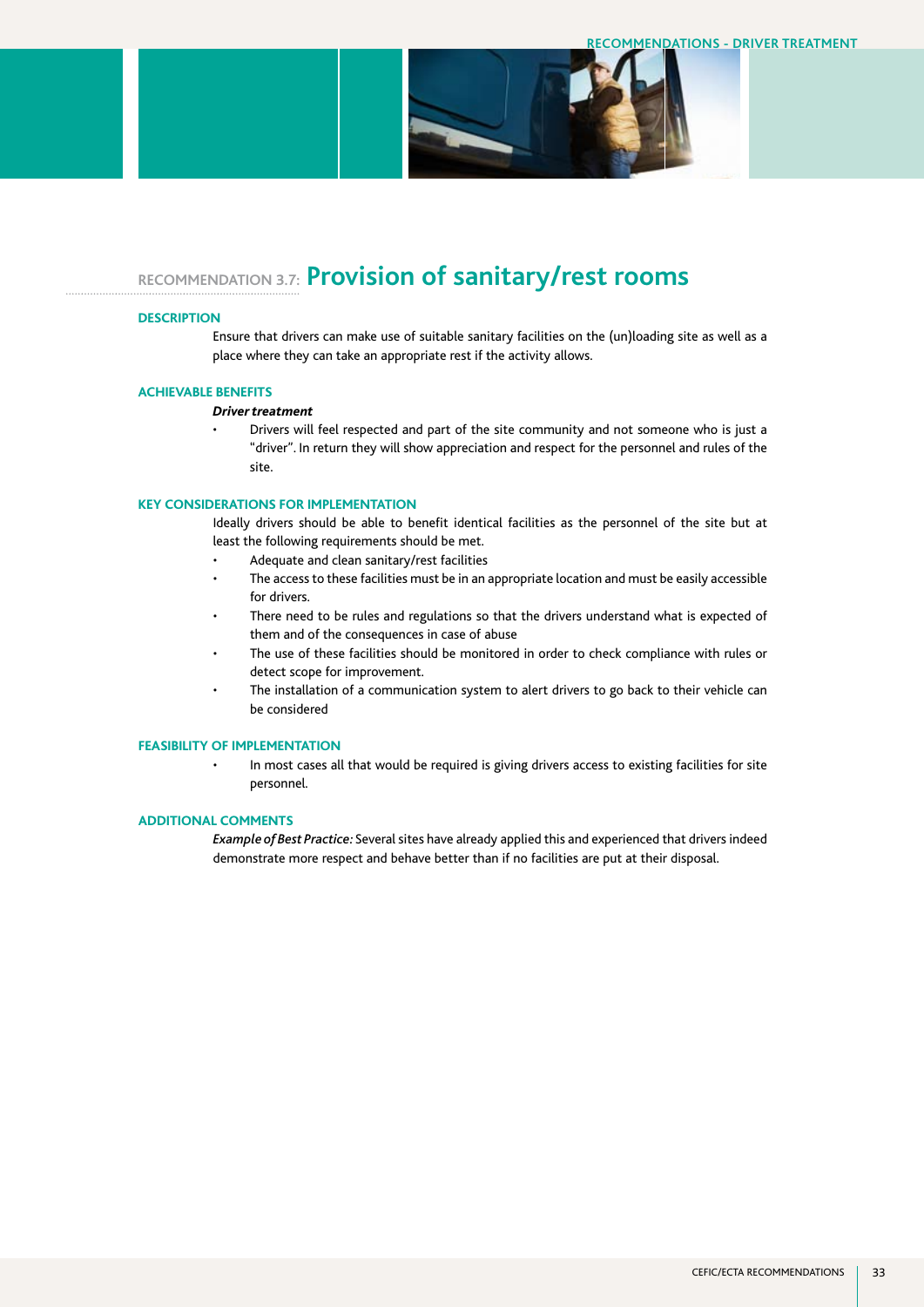## RECOMMENDATION 3.7: Provision of sanitary/rest rooms

### DESCRIPTION

Ensure that drivers can make use of suitable sanitary facilities on the (un)loading site as well as a place where they can take an appropriate rest if the activity allows.

### ACHIEVABLE BENEFITS

***Driver treatment***

- Drivers will feel respected and part of the site community and not someone who is just a "driver". In return they will show appreciation and respect for the personnel and rules of the site.

### KEY CONSIDERATIONS FOR IMPLEMENTATION

Ideally drivers should be able to benefit identical facilities as the personnel of the site but at least the following requirements should be met.

- Adequate and clean sanitary/rest facilities
- The access to these facilities must be in an appropriate location and must be easily accessible for drivers.
- There need to be rules and regulations so that the drivers understand what is expected of them and of the consequences in case of abuse
- The use of these facilities should be monitored in order to check compliance with rules or detect scope for improvement.
- The installation of a communication system to alert drivers to go back to their vehicle can be considered

### FEASIBILITY OF IMPLEMENTATION

- In most cases all that would be required is giving drivers access to existing facilities for site personnel.

### ADDITIONAL COMMENTS

*Example of Best Practice:* Several sites have already applied this and experienced that drivers indeed demonstrate more respect and behave better than if no facilities are put at their disposal.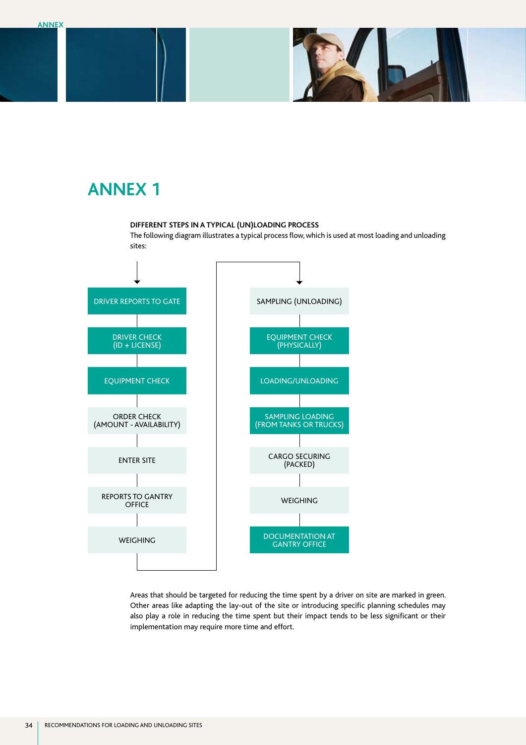# ANNEX 1

**DIFFERENT STEPS IN A TYPICAL (UN)LOADING PROCESS**

The following diagram illustrates a typical process flow, which is used at most loading and unloading sites:

- DRIVER REPORTS TO GATE
- DRIVER CHECK (ID + LICENSE)
- EQUIPMENT CHECK
- ORDER CHECK (AMOUNT - AVAILABILITY)
- ENTER SITE
- REPORTS TO GANTRY OFFICE
- WEIGHING
- SAMPLING (UNLOADING)
- EQUIPMENT CHECK (PHYSICALLY)
- LOADING/UNLOADING
- SAMPLING LOADING (FROM TANKS OR TRUCKS)
- CARGO SECURING (PACKED)
- WEIGHING
- DOCUMENTATION AT GANTRY OFFICE

Areas that should be targeted for reducing the time spent by a driver on site are marked in green. Other areas like adapting the lay-out of the site or introducing specific planning schedules may also play a role in reducing the time spent but their impact tends to be less significant or their implementation may require more time and effort.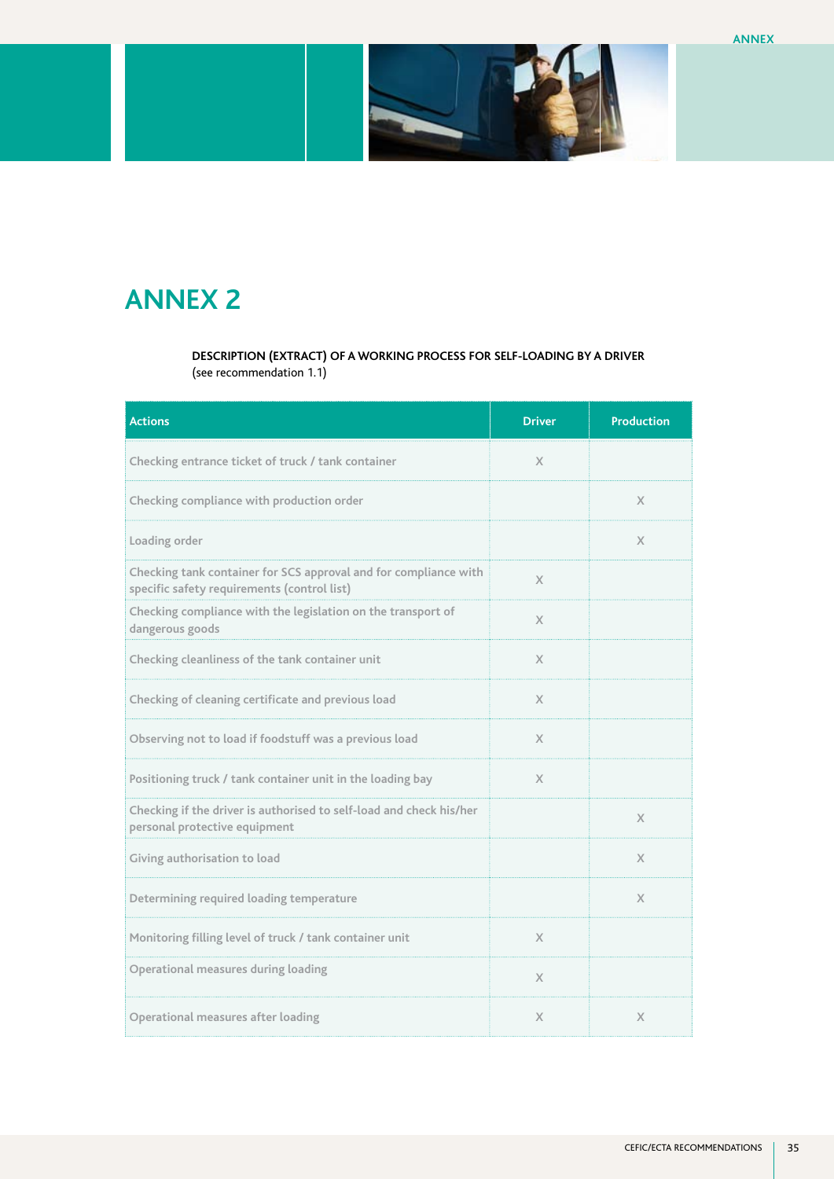# ANNEX 2

**DESCRIPTION (EXTRACT) OF A WORKING PROCESS FOR SELF-LOADING BY A DRIVER**
(see recommendation 1.1)

| Actions | Driver | Production |
|---|---|---|
| Checking entrance ticket of truck / tank container | X | |
| Checking compliance with production order | | X |
| Loading order | | X |
| Checking tank container for SCS approval and for compliance with specific safety requirements (control list) | X | |
| Checking compliance with the legislation on the transport of dangerous goods | X | |
| Checking cleanliness of the tank container unit | X | |
| Checking of cleaning certificate and previous load | X | |
| Observing not to load if foodstuff was a previous load | X | |
| Positioning truck / tank container unit in the loading bay | X | |
| Checking if the driver is authorised to self-load and check his/her personal protective equipment | | X |
| Giving authorisation to load | | X |
| Determining required loading temperature | | X |
| Monitoring filling level of truck / tank container unit | X | |
| Operational measures during loading | X | |
| Operational measures after loading | X | X |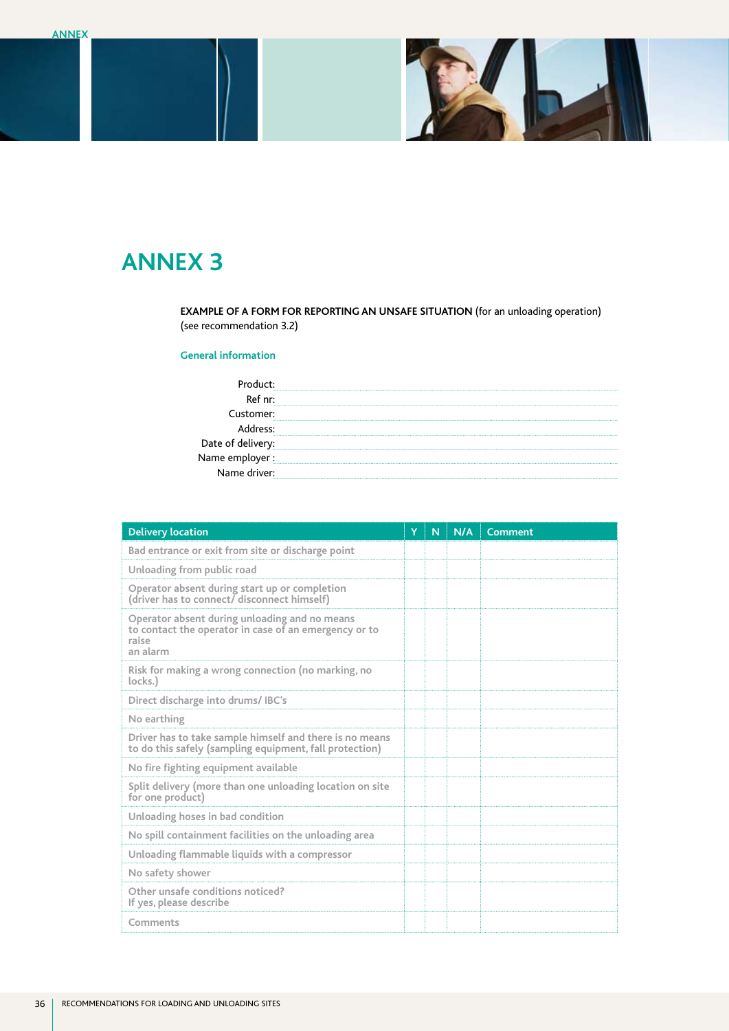# ANNEX 3

**EXAMPLE OF A FORM FOR REPORTING AN UNSAFE SITUATION** (for an unloading operation) (see recommendation 3.2)

### General information

Product: ..........................................................................................

Ref nr: ..........................................................................................

Customer: ..........................................................................................

Address: ..........................................................................................

Date of delivery: ..........................................................................................

Name employer : ..........................................................................................

Name driver: ..........................................................................................

| Delivery location | Y | N | N/A | Comment |
|---|---|---|---|---|
| Bad entrance or exit from site or discharge point | | | | |
| Unloading from public road | | | | |
| Operator absent during start up or completion (driver has to connect/ disconnect himself) | | | | |
| Operator absent during unloading and no means to contact the operator in case of an emergency or to raise an alarm | | | | |
| Risk for making a wrong connection (no marking, no locks.) | | | | |
| Direct discharge into drums/ IBC's | | | | |
| No earthing | | | | |
| Driver has to take sample himself and there is no means to do this safely (sampling equipment, fall protection) | | | | |
| No fire fighting equipment available | | | | |
| Split delivery (more than one unloading location on site for one product) | | | | |
| Unloading hoses in bad condition | | | | |
| No spill containment facilities on the unloading area | | | | |
| Unloading flammable liquids with a compressor | | | | |
| No safety shower | | | | |
| Other unsafe conditions noticed? If yes, please describe | | | | |
| Comments | | | | |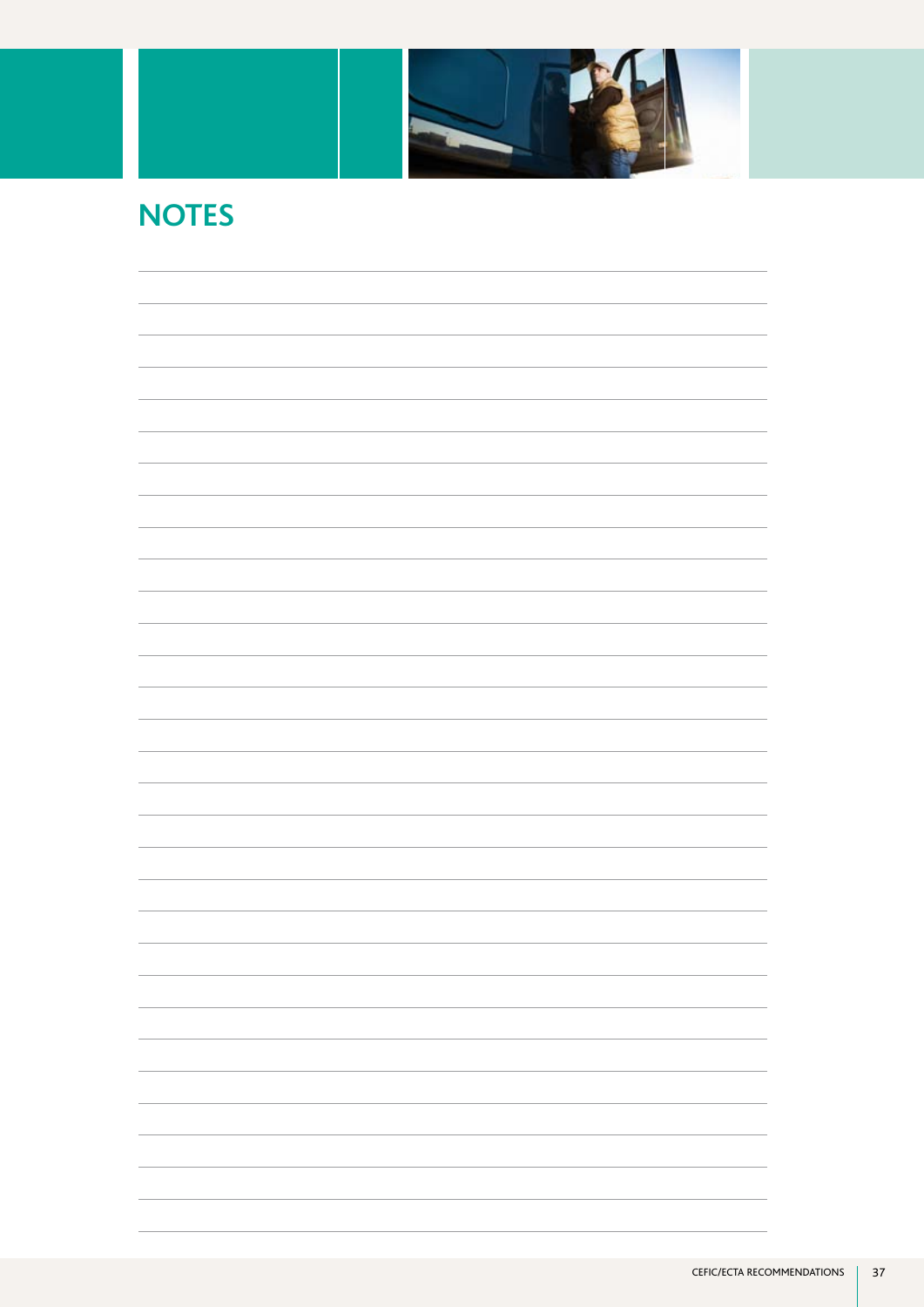# NOTES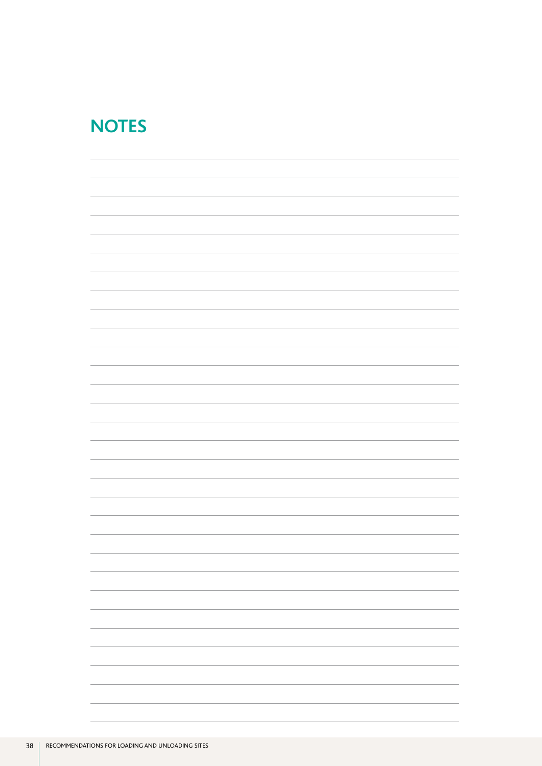# NOTES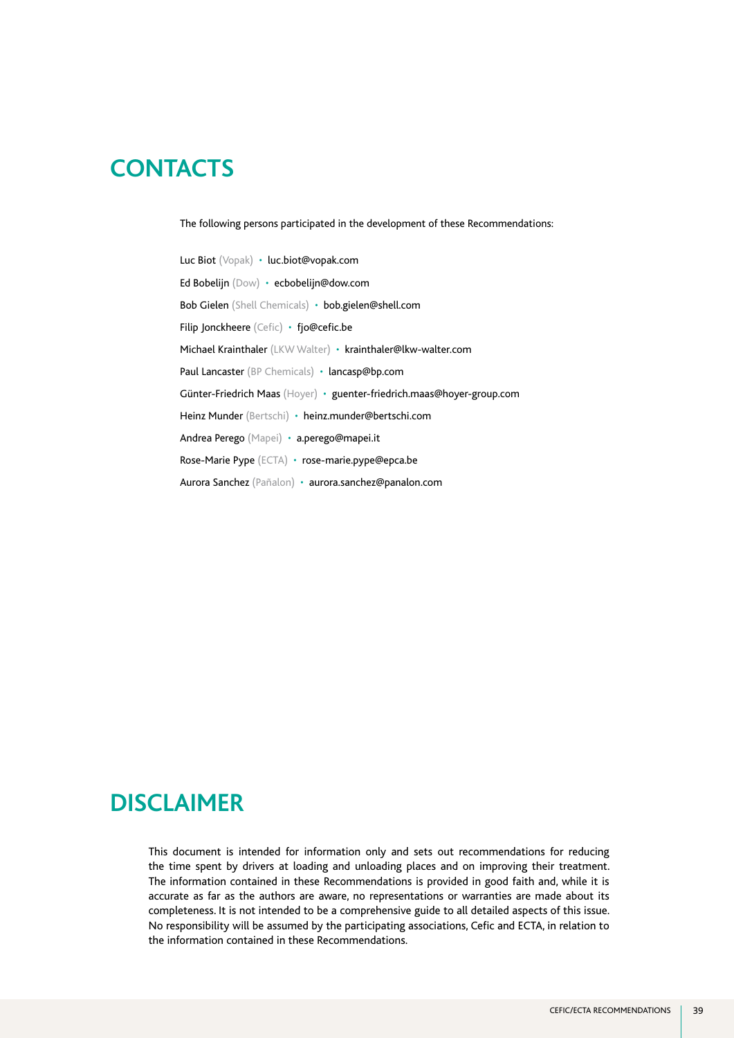# CONTACTS

The following persons participated in the development of these Recommendations:

Luc Biot (Vopak) • luc.biot@vopak.com

Ed Bobelijn (Dow) • ecbobelijn@dow.com

Bob Gielen (Shell Chemicals) • bob.gielen@shell.com

Filip Jonckheere (Cefic) • fjo@cefic.be

Michael Krainthaler (LKW Walter) • krainthaler@lkw-walter.com

Paul Lancaster (BP Chemicals) • lancasp@bp.com

Günter-Friedrich Maas (Hoyer) • guenter-friedrich.maas@hoyer-group.com

Heinz Munder (Bertschi) • heinz.munder@bertschi.com

Andrea Perego (Mapei) • a.perego@mapei.it

Rose-Marie Pype (ECTA) • rose-marie.pype@epca.be

Aurora Sanchez (Pañalon) • aurora.sanchez@panalon.com

# DISCLAIMER

This document is intended for information only and sets out recommendations for reducing the time spent by drivers at loading and unloading places and on improving their treatment. The information contained in these Recommendations is provided in good faith and, while it is accurate as far as the authors are aware, no representations or warranties are made about its completeness. It is not intended to be a comprehensive guide to all detailed aspects of this issue. No responsibility will be assumed by the participating associations, Cefic and ECTA, in relation to the information contained in these Recommendations.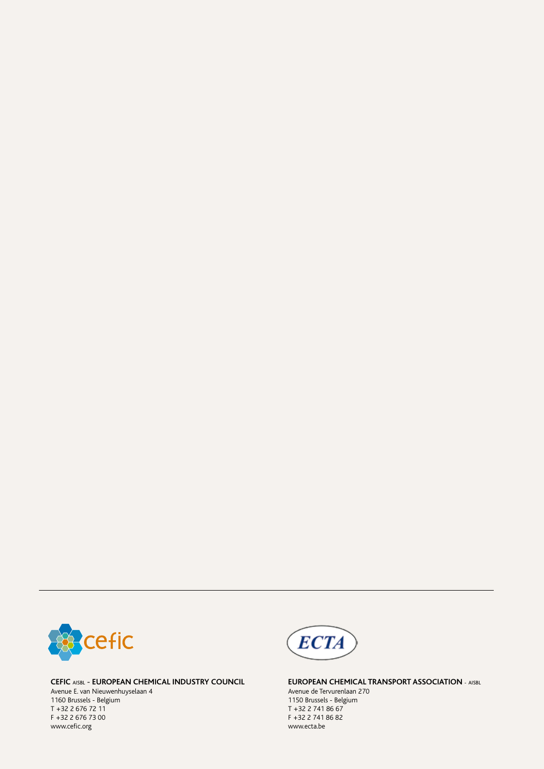cefic

**CEFIC** AISBL **- EUROPEAN CHEMICAL INDUSTRY COUNCIL**
Avenue E. van Nieuwenhuyselaan 4
1160 Brussels - Belgium
T +32 2 676 72 11
F +32 2 676 73 00
www.cefic.org

ECTA

**EUROPEAN CHEMICAL TRANSPORT ASSOCIATION** - AISBL
Avenue de Tervurenlaan 270
1150 Brussels - Belgium
T +32 2 741 86 67
F +32 2 741 86 82
www.ecta.be